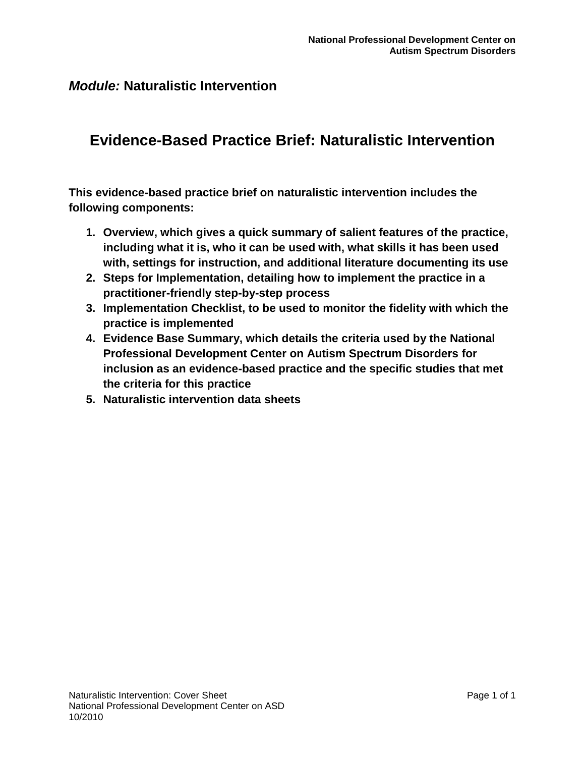***Module:*** **Naturalistic Intervention**

# Evidence-Based Practice Brief: Naturalistic Intervention

**This evidence-based practice brief on naturalistic intervention includes the following components:**

1. **Overview, which gives a quick summary of salient features of the practice, including what it is, who it can be used with, what skills it has been used with, settings for instruction, and additional literature documenting its use**
2. **Steps for Implementation, detailing how to implement the practice in a practitioner-friendly step-by-step process**
3. **Implementation Checklist, to be used to monitor the fidelity with which the practice is implemented**
4. **Evidence Base Summary, which details the criteria used by the National Professional Development Center on Autism Spectrum Disorders for inclusion as an evidence-based practice and the specific studies that met the criteria for this practice**
5. **Naturalistic intervention data sheets**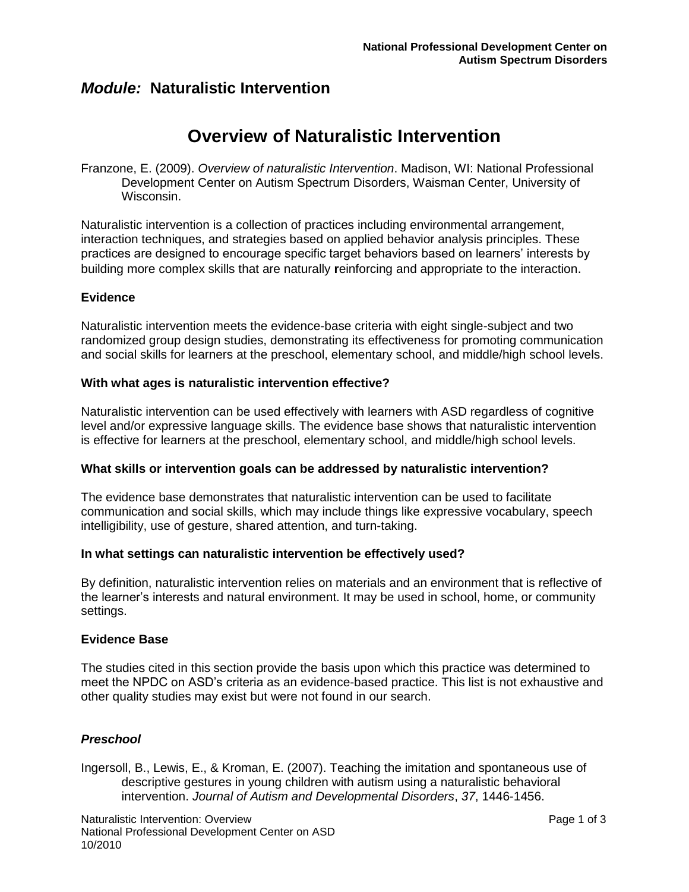## *Module:* Naturalistic Intervention

# Overview of Naturalistic Intervention

Franzone, E. (2009). *Overview of naturalistic Intervention*. Madison, WI: National Professional Development Center on Autism Spectrum Disorders, Waisman Center, University of Wisconsin.

Naturalistic intervention is a collection of practices including environmental arrangement, interaction techniques, and strategies based on applied behavior analysis principles. These practices are designed to encourage specific target behaviors based on learners' interests by building more complex skills that are naturally reinforcing and appropriate to the interaction.

### Evidence

Naturalistic intervention meets the evidence-base criteria with eight single-subject and two randomized group design studies, demonstrating its effectiveness for promoting communication and social skills for learners at the preschool, elementary school, and middle/high school levels.

### With what ages is naturalistic intervention effective?

Naturalistic intervention can be used effectively with learners with ASD regardless of cognitive level and/or expressive language skills. The evidence base shows that naturalistic intervention is effective for learners at the preschool, elementary school, and middle/high school levels.

### What skills or intervention goals can be addressed by naturalistic intervention?

The evidence base demonstrates that naturalistic intervention can be used to facilitate communication and social skills, which may include things like expressive vocabulary, speech intelligibility, use of gesture, shared attention, and turn-taking.

### In what settings can naturalistic intervention be effectively used?

By definition, naturalistic intervention relies on materials and an environment that is reflective of the learner's interests and natural environment. It may be used in school, home, or community settings.

### Evidence Base

The studies cited in this section provide the basis upon which this practice was determined to meet the NPDC on ASD's criteria as an evidence-based practice. This list is not exhaustive and other quality studies may exist but were not found in our search.

#### *Preschool*

Ingersoll, B., Lewis, E., & Kroman, E. (2007). Teaching the imitation and spontaneous use of descriptive gestures in young children with autism using a naturalistic behavioral intervention. *Journal of Autism and Developmental Disorders*, *37*, 1446-1456.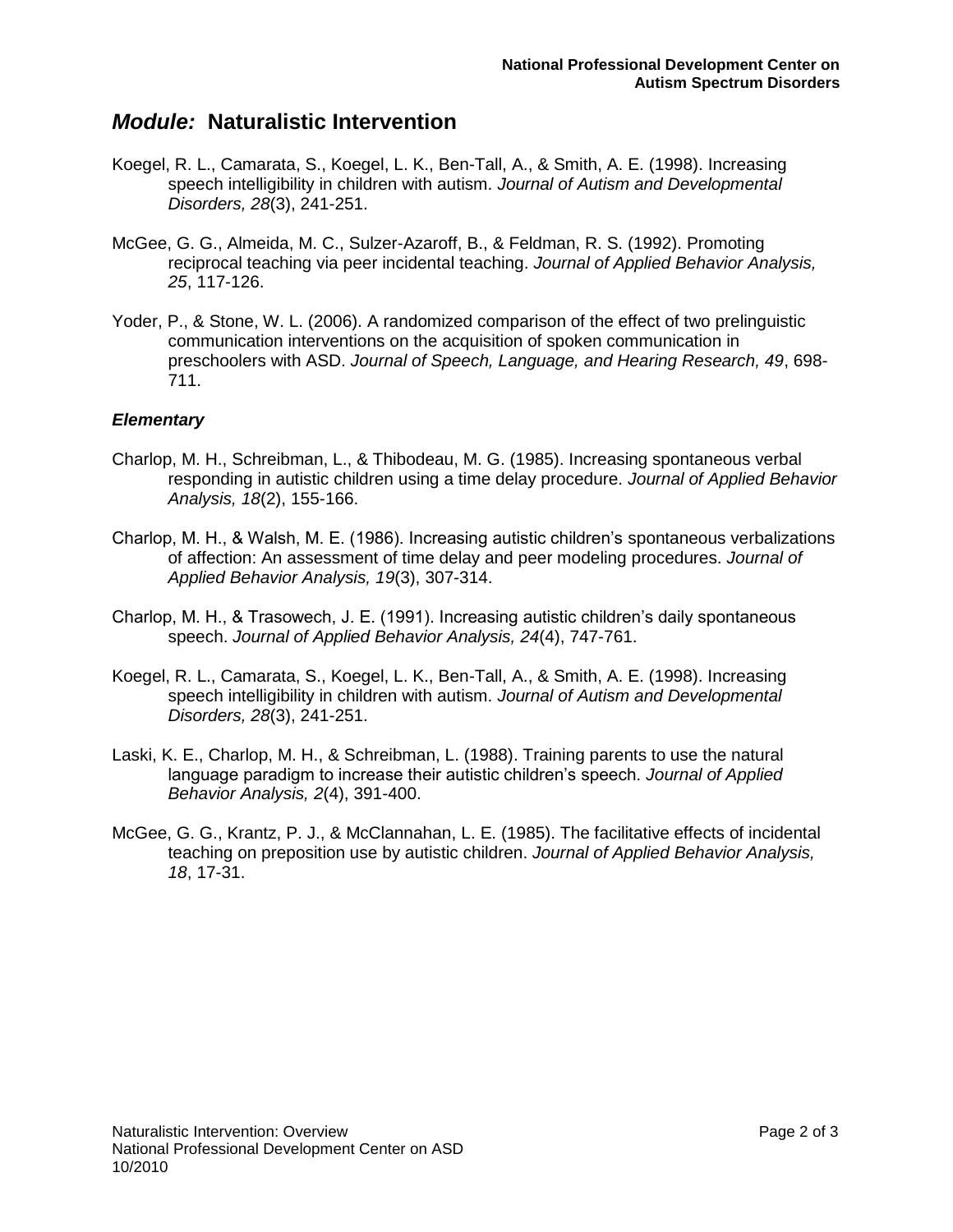# *Module:* Naturalistic Intervention

Koegel, R. L., Camarata, S., Koegel, L. K., Ben-Tall, A., & Smith, A. E. (1998). Increasing speech intelligibility in children with autism. *Journal of Autism and Developmental Disorders, 28*(3), 241-251.

McGee, G. G., Almeida, M. C., Sulzer-Azaroff, B., & Feldman, R. S. (1992). Promoting reciprocal teaching via peer incidental teaching. *Journal of Applied Behavior Analysis, 25*, 117-126.

Yoder, P., & Stone, W. L. (2006). A randomized comparison of the effect of two prelinguistic communication interventions on the acquisition of spoken communication in preschoolers with ASD. *Journal of Speech, Language, and Hearing Research, 49*, 698-711.

### *Elementary*

Charlop, M. H., Schreibman, L., & Thibodeau, M. G. (1985). Increasing spontaneous verbal responding in autistic children using a time delay procedure. *Journal of Applied Behavior Analysis, 18*(2), 155-166.

Charlop, M. H., & Walsh, M. E. (1986). Increasing autistic children's spontaneous verbalizations of affection: An assessment of time delay and peer modeling procedures. *Journal of Applied Behavior Analysis, 19*(3), 307-314.

Charlop, M. H., & Trasowech, J. E. (1991). Increasing autistic children's daily spontaneous speech. *Journal of Applied Behavior Analysis, 24*(4), 747-761.

Koegel, R. L., Camarata, S., Koegel, L. K., Ben-Tall, A., & Smith, A. E. (1998). Increasing speech intelligibility in children with autism. *Journal of Autism and Developmental Disorders, 28*(3), 241-251.

Laski, K. E., Charlop, M. H., & Schreibman, L. (1988). Training parents to use the natural language paradigm to increase their autistic children's speech. *Journal of Applied Behavior Analysis, 2*(4), 391-400.

McGee, G. G., Krantz, P. J., & McClannahan, L. E. (1985). The facilitative effects of incidental teaching on preposition use by autistic children. *Journal of Applied Behavior Analysis, 18*, 17-31.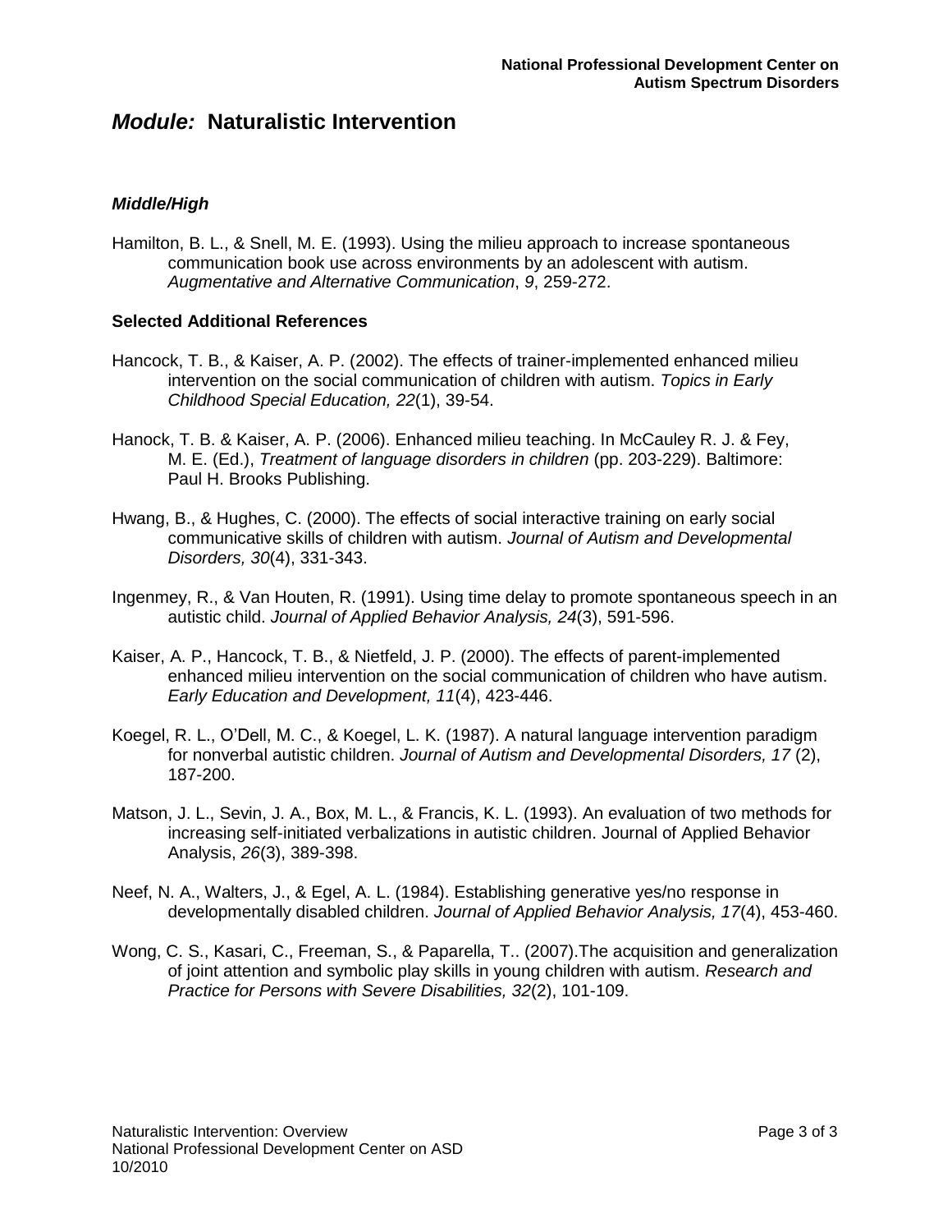# *Module:* Naturalistic Intervention

### *Middle/High*

Hamilton, B. L., & Snell, M. E. (1993). Using the milieu approach to increase spontaneous communication book use across environments by an adolescent with autism. *Augmentative and Alternative Communication*, *9*, 259-272.

### Selected Additional References

Hancock, T. B., & Kaiser, A. P. (2002). The effects of trainer-implemented enhanced milieu intervention on the social communication of children with autism. *Topics in Early Childhood Special Education, 22*(1), 39-54.

Hanock, T. B. & Kaiser, A. P. (2006). Enhanced milieu teaching. In McCauley R. J. & Fey, M. E. (Ed.), *Treatment of language disorders in children* (pp. 203-229). Baltimore: Paul H. Brooks Publishing.

Hwang, B., & Hughes, C. (2000). The effects of social interactive training on early social communicative skills of children with autism. *Journal of Autism and Developmental Disorders, 30*(4), 331-343.

Ingenmey, R., & Van Houten, R. (1991). Using time delay to promote spontaneous speech in an autistic child. *Journal of Applied Behavior Analysis, 24*(3), 591-596.

Kaiser, A. P., Hancock, T. B., & Nietfeld, J. P. (2000). The effects of parent-implemented enhanced milieu intervention on the social communication of children who have autism. *Early Education and Development, 11*(4), 423-446.

Koegel, R. L., O'Dell, M. C., & Koegel, L. K. (1987). A natural language intervention paradigm for nonverbal autistic children. *Journal of Autism and Developmental Disorders, 17* (2), 187-200.

Matson, J. L., Sevin, J. A., Box, M. L., & Francis, K. L. (1993). An evaluation of two methods for increasing self-initiated verbalizations in autistic children. Journal of Applied Behavior Analysis, *26*(3), 389-398.

Neef, N. A., Walters, J., & Egel, A. L. (1984). Establishing generative yes/no response in developmentally disabled children. *Journal of Applied Behavior Analysis, 17*(4), 453-460.

Wong, C. S., Kasari, C., Freeman, S., & Paparella, T.. (2007).The acquisition and generalization of joint attention and symbolic play skills in young children with autism. *Research and Practice for Persons with Severe Disabilities, 32*(2), 101-109.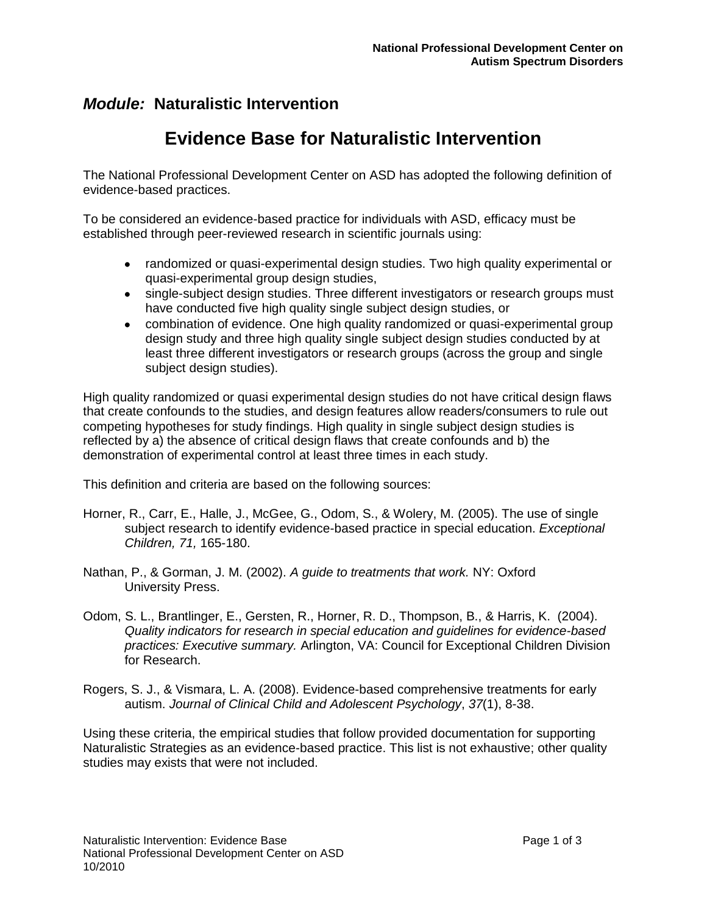## *Module:* Naturalistic Intervention

# Evidence Base for Naturalistic Intervention

The National Professional Development Center on ASD has adopted the following definition of evidence-based practices.

To be considered an evidence-based practice for individuals with ASD, efficacy must be established through peer-reviewed research in scientific journals using:

- randomized or quasi-experimental design studies. Two high quality experimental or quasi-experimental group design studies,
- single-subject design studies. Three different investigators or research groups must have conducted five high quality single subject design studies, or
- combination of evidence. One high quality randomized or quasi-experimental group design study and three high quality single subject design studies conducted by at least three different investigators or research groups (across the group and single subject design studies).

High quality randomized or quasi experimental design studies do not have critical design flaws that create confounds to the studies, and design features allow readers/consumers to rule out competing hypotheses for study findings. High quality in single subject design studies is reflected by a) the absence of critical design flaws that create confounds and b) the demonstration of experimental control at least three times in each study.

This definition and criteria are based on the following sources:

Horner, R., Carr, E., Halle, J., McGee, G., Odom, S., & Wolery, M. (2005). The use of single subject research to identify evidence-based practice in special education. *Exceptional Children, 71,* 165-180.

Nathan, P., & Gorman, J. M. (2002). *A guide to treatments that work.* NY: Oxford University Press.

Odom, S. L., Brantlinger, E., Gersten, R., Horner, R. D., Thompson, B., & Harris, K. (2004). *Quality indicators for research in special education and guidelines for evidence-based practices: Executive summary.* Arlington, VA: Council for Exceptional Children Division for Research.

Rogers, S. J., & Vismara, L. A. (2008). Evidence-based comprehensive treatments for early autism. *Journal of Clinical Child and Adolescent Psychology*, *37*(1), 8-38.

Using these criteria, the empirical studies that follow provided documentation for supporting Naturalistic Strategies as an evidence-based practice. This list is not exhaustive; other quality studies may exists that were not included.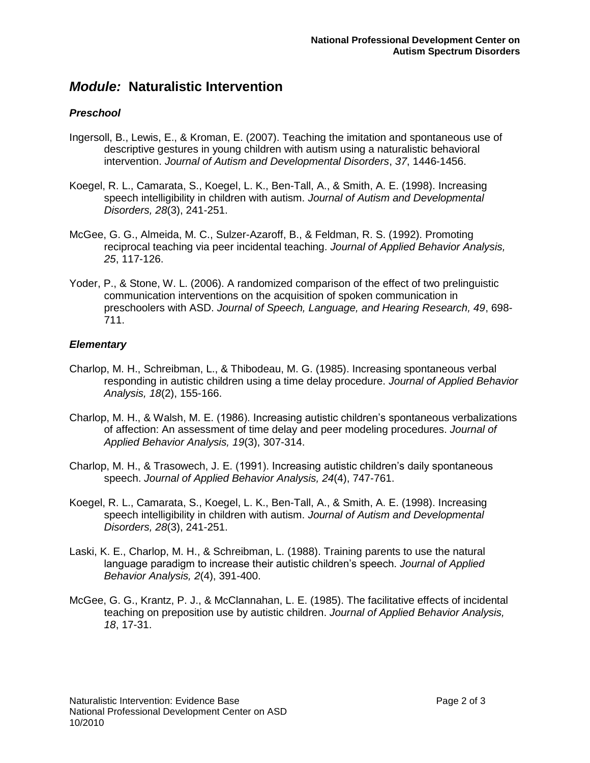## *Module:* Naturalistic Intervention

### *Preschool*

Ingersoll, B., Lewis, E., & Kroman, E. (2007). Teaching the imitation and spontaneous use of descriptive gestures in young children with autism using a naturalistic behavioral intervention. *Journal of Autism and Developmental Disorders*, *37*, 1446-1456.

Koegel, R. L., Camarata, S., Koegel, L. K., Ben-Tall, A., & Smith, A. E. (1998). Increasing speech intelligibility in children with autism. *Journal of Autism and Developmental Disorders, 28*(3), 241-251.

McGee, G. G., Almeida, M. C., Sulzer-Azaroff, B., & Feldman, R. S. (1992). Promoting reciprocal teaching via peer incidental teaching. *Journal of Applied Behavior Analysis, 25*, 117-126.

Yoder, P., & Stone, W. L. (2006). A randomized comparison of the effect of two prelinguistic communication interventions on the acquisition of spoken communication in preschoolers with ASD. *Journal of Speech, Language, and Hearing Research, 49*, 698-711.

### *Elementary*

Charlop, M. H., Schreibman, L., & Thibodeau, M. G. (1985). Increasing spontaneous verbal responding in autistic children using a time delay procedure. *Journal of Applied Behavior Analysis, 18*(2), 155-166.

Charlop, M. H., & Walsh, M. E. (1986). Increasing autistic children's spontaneous verbalizations of affection: An assessment of time delay and peer modeling procedures. *Journal of Applied Behavior Analysis, 19*(3), 307-314.

Charlop, M. H., & Trasowech, J. E. (1991). Increasing autistic children's daily spontaneous speech. *Journal of Applied Behavior Analysis, 24*(4), 747-761.

Koegel, R. L., Camarata, S., Koegel, L. K., Ben-Tall, A., & Smith, A. E. (1998). Increasing speech intelligibility in children with autism. *Journal of Autism and Developmental Disorders, 28*(3), 241-251.

Laski, K. E., Charlop, M. H., & Schreibman, L. (1988). Training parents to use the natural language paradigm to increase their autistic children's speech. *Journal of Applied Behavior Analysis, 2*(4), 391-400.

McGee, G. G., Krantz, P. J., & McClannahan, L. E. (1985). The facilitative effects of incidental teaching on preposition use by autistic children. *Journal of Applied Behavior Analysis, 18*, 17-31.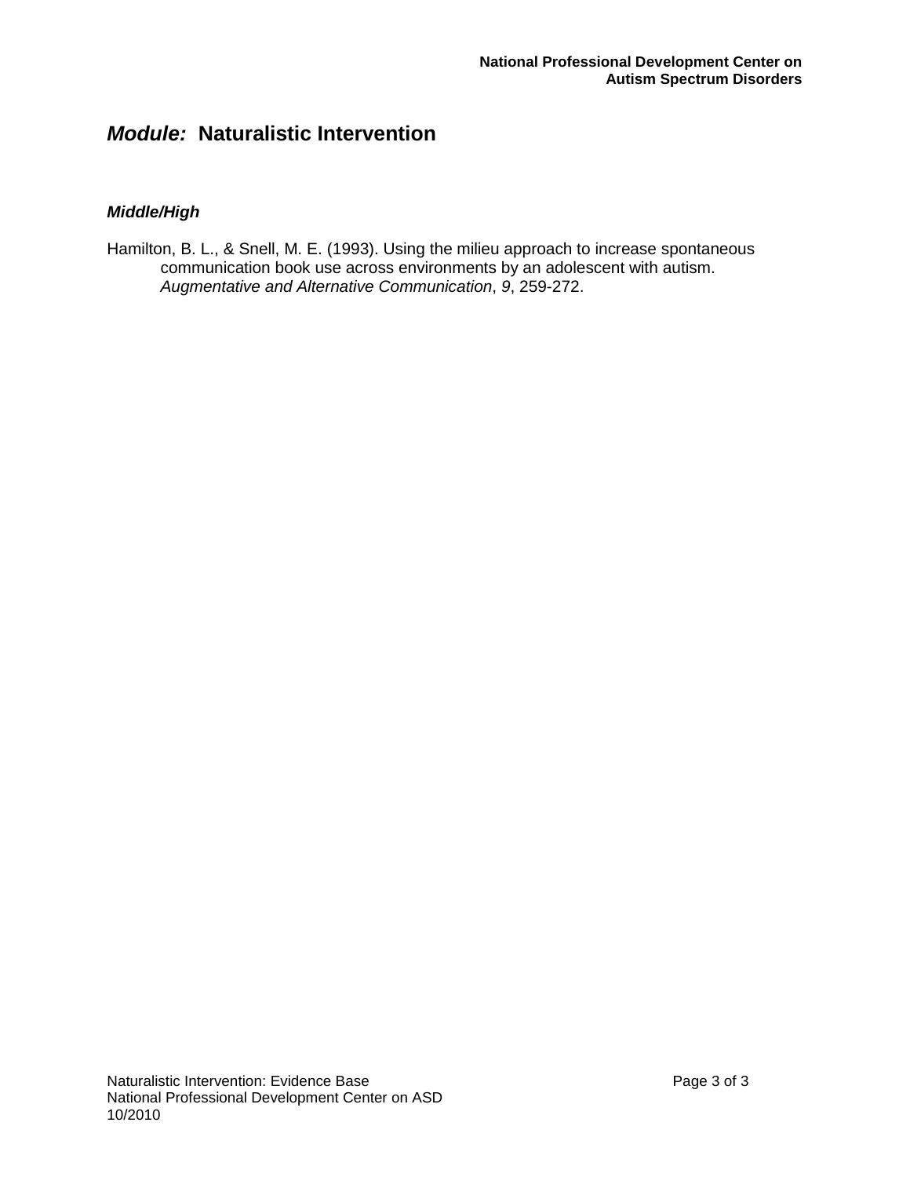# *Module:* Naturalistic Intervention

### *Middle/High*

Hamilton, B. L., & Snell, M. E. (1993). Using the milieu approach to increase spontaneous communication book use across environments by an adolescent with autism. *Augmentative and Alternative Communication*, *9*, 259-272.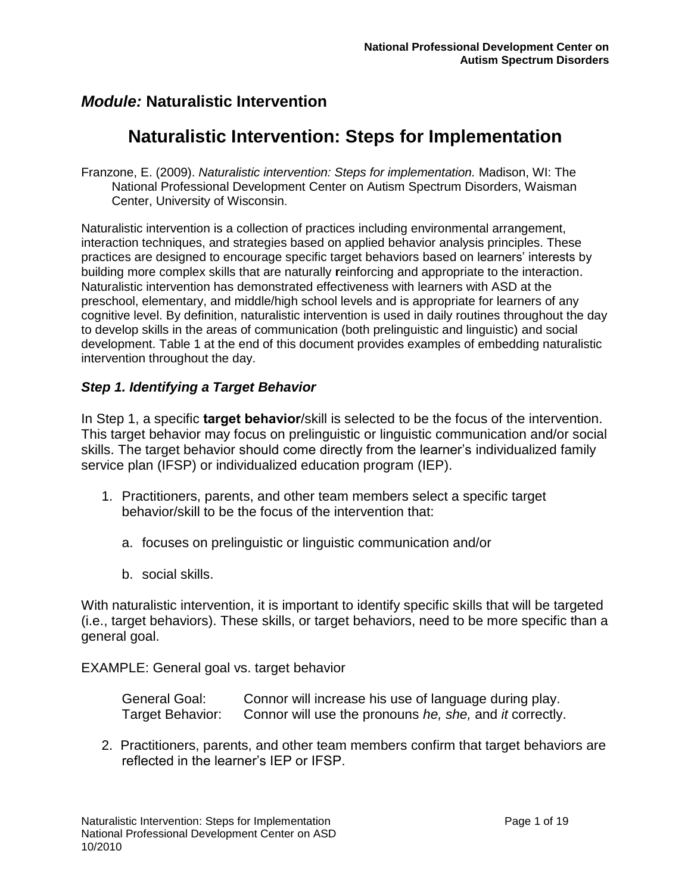## *Module:* Naturalistic Intervention

# Naturalistic Intervention: Steps for Implementation

Franzone, E. (2009). *Naturalistic intervention: Steps for implementation.* Madison, WI: The National Professional Development Center on Autism Spectrum Disorders, Waisman Center, University of Wisconsin.

Naturalistic intervention is a collection of practices including environmental arrangement, interaction techniques, and strategies based on applied behavior analysis principles. These practices are designed to encourage specific target behaviors based on learners' interests by building more complex skills that are naturally reinforcing and appropriate to the interaction. Naturalistic intervention has demonstrated effectiveness with learners with ASD at the preschool, elementary, and middle/high school levels and is appropriate for learners of any cognitive level. By definition, naturalistic intervention is used in daily routines throughout the day to develop skills in the areas of communication (both prelinguistic and linguistic) and social development. Table 1 at the end of this document provides examples of embedding naturalistic intervention throughout the day.

### *Step 1. Identifying a Target Behavior*

In Step 1, a specific **target behavior**/skill is selected to be the focus of the intervention. This target behavior may focus on prelinguistic or linguistic communication and/or social skills. The target behavior should come directly from the learner's individualized family service plan (IFSP) or individualized education program (IEP).

1. Practitioners, parents, and other team members select a specific target behavior/skill to be the focus of the intervention that:

   a. focuses on prelinguistic or linguistic communication and/or

   b. social skills.

With naturalistic intervention, it is important to identify specific skills that will be targeted (i.e., target behaviors). These skills, or target behaviors, need to be more specific than a general goal.

EXAMPLE: General goal vs. target behavior

| | |
|---|---|
| General Goal: | Connor will increase his use of language during play. |
| Target Behavior: | Connor will use the pronouns *he, she,* and *it* correctly. |

2. Practitioners, parents, and other team members confirm that target behaviors are reflected in the learner's IEP or IFSP.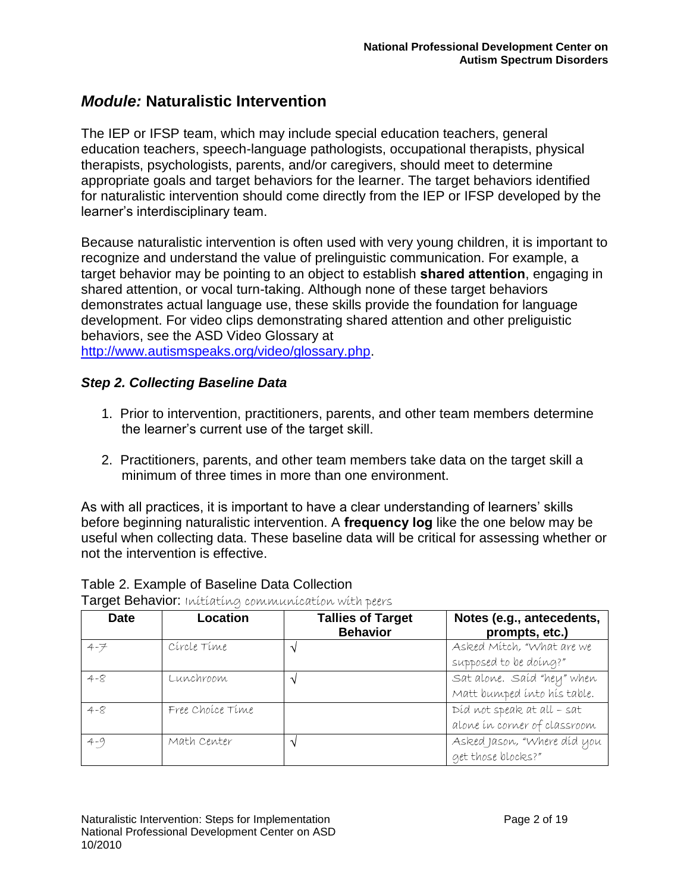## *Module:* Naturalistic Intervention

The IEP or IFSP team, which may include special education teachers, general education teachers, speech-language pathologists, occupational therapists, physical therapists, psychologists, parents, and/or caregivers, should meet to determine appropriate goals and target behaviors for the learner. The target behaviors identified for naturalistic intervention should come directly from the IEP or IFSP developed by the learner's interdisciplinary team.

Because naturalistic intervention is often used with very young children, it is important to recognize and understand the value of prelinguistic communication. For example, a target behavior may be pointing to an object to establish **shared attention**, engaging in shared attention, or vocal turn-taking. Although none of these target behaviors demonstrates actual language use, these skills provide the foundation for language development. For video clips demonstrating shared attention and other preliguistic behaviors, see the ASD Video Glossary at http://www.autismspeaks.org/video/glossary.php.

### *Step 2. Collecting Baseline Data*

1. Prior to intervention, practitioners, parents, and other team members determine the learner's current use of the target skill.

2. Practitioners, parents, and other team members take data on the target skill a minimum of three times in more than one environment.

As with all practices, it is important to have a clear understanding of learners' skills before beginning naturalistic intervention. A **frequency log** like the one below may be useful when collecting data. These baseline data will be critical for assessing whether or not the intervention is effective.

Table 2. Example of Baseline Data Collection

Target Behavior: Initiating communication with peers

| Date | Location | Tallies of Target Behavior | Notes (e.g., antecedents, prompts, etc.) |
|---|---|---|---|
| 4-7 | Circle Time | √ | Asked Mitch, "What are we supposed to be doing?" |
| 4-8 | Lunchroom | √ | Sat alone. Said "hey" when Matt bumped into his table. |
| 4-8 | Free Choice Time | | Did not speak at all – sat alone in corner of classroom |
| 4-9 | Math Center | √ | Asked Jason, "Where did you get those blocks?" |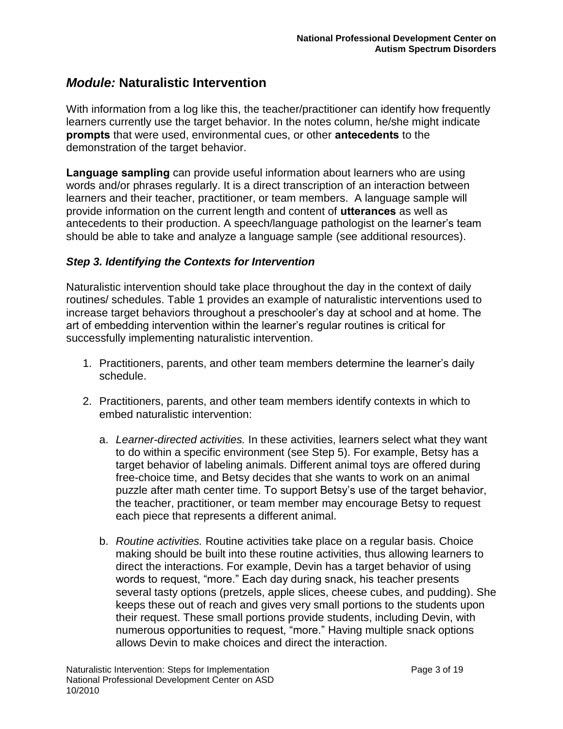## *Module:* Naturalistic Intervention

With information from a log like this, the teacher/practitioner can identify how frequently learners currently use the target behavior. In the notes column, he/she might indicate **prompts** that were used, environmental cues, or other **antecedents** to the demonstration of the target behavior.

**Language sampling** can provide useful information about learners who are using words and/or phrases regularly. It is a direct transcription of an interaction between learners and their teacher, practitioner, or team members. A language sample will provide information on the current length and content of **utterances** as well as antecedents to their production. A speech/language pathologist on the learner's team should be able to take and analyze a language sample (see additional resources).

### *Step 3. Identifying the Contexts for Intervention*

Naturalistic intervention should take place throughout the day in the context of daily routines/ schedules. Table 1 provides an example of naturalistic interventions used to increase target behaviors throughout a preschooler's day at school and at home. The art of embedding intervention within the learner's regular routines is critical for successfully implementing naturalistic intervention.

1. Practitioners, parents, and other team members determine the learner's daily schedule.

2. Practitioners, parents, and other team members identify contexts in which to embed naturalistic intervention:

   a. *Learner-directed activities.* In these activities, learners select what they want to do within a specific environment (see Step 5). For example, Betsy has a target behavior of labeling animals. Different animal toys are offered during free-choice time, and Betsy decides that she wants to work on an animal puzzle after math center time. To support Betsy's use of the target behavior, the teacher, practitioner, or team member may encourage Betsy to request each piece that represents a different animal.

   b. *Routine activities.* Routine activities take place on a regular basis. Choice making should be built into these routine activities, thus allowing learners to direct the interactions. For example, Devin has a target behavior of using words to request, "more." Each day during snack, his teacher presents several tasty options (pretzels, apple slices, cheese cubes, and pudding). She keeps these out of reach and gives very small portions to the students upon their request. These small portions provide students, including Devin, with numerous opportunities to request, "more." Having multiple snack options allows Devin to make choices and direct the interaction.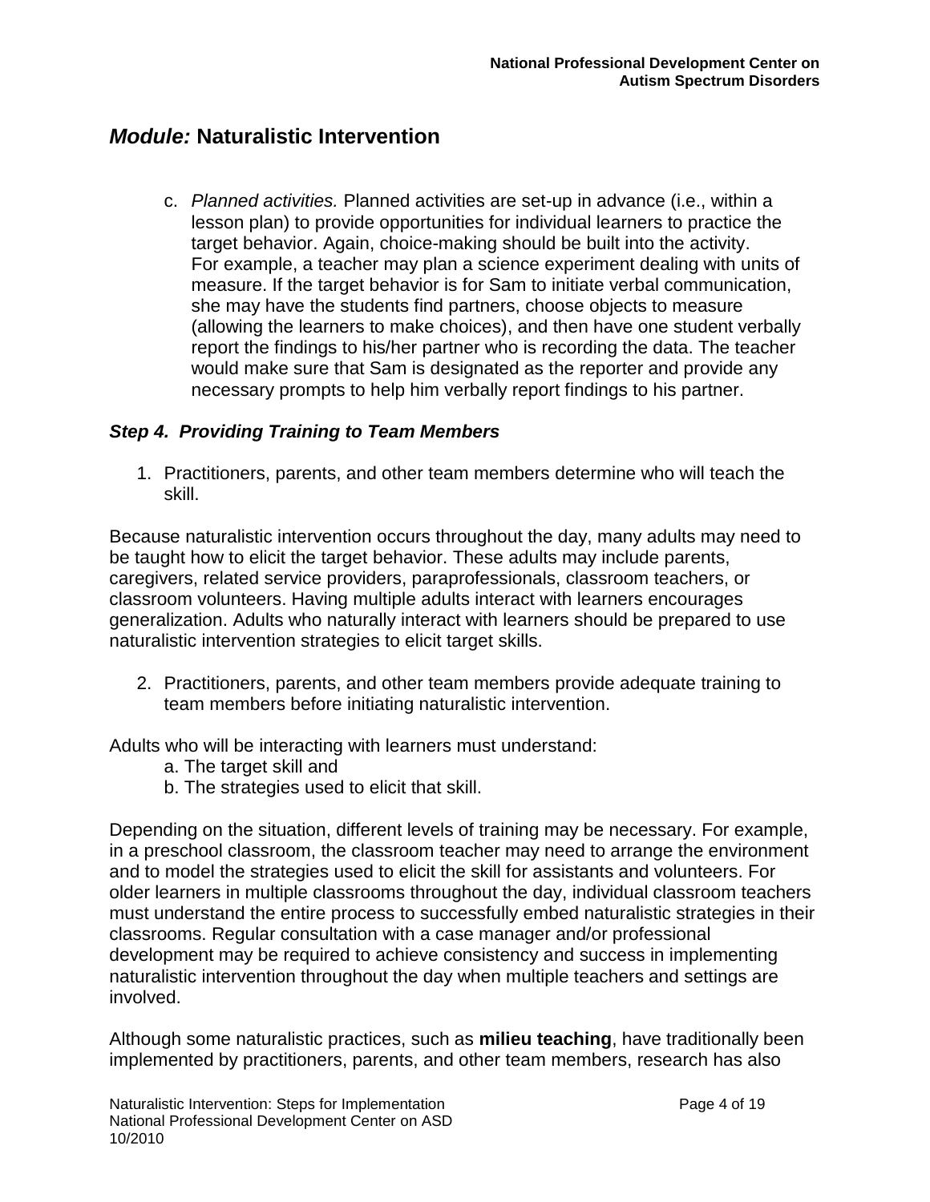## *Module:* Naturalistic Intervention

c. *Planned activities.* Planned activities are set-up in advance (i.e., within a lesson plan) to provide opportunities for individual learners to practice the target behavior. Again, choice-making should be built into the activity. For example, a teacher may plan a science experiment dealing with units of measure. If the target behavior is for Sam to initiate verbal communication, she may have the students find partners, choose objects to measure (allowing the learners to make choices), and then have one student verbally report the findings to his/her partner who is recording the data. The teacher would make sure that Sam is designated as the reporter and provide any necessary prompts to help him verbally report findings to his partner.

### *Step 4. Providing Training to Team Members*

1. Practitioners, parents, and other team members determine who will teach the skill.

Because naturalistic intervention occurs throughout the day, many adults may need to be taught how to elicit the target behavior. These adults may include parents, caregivers, related service providers, paraprofessionals, classroom teachers, or classroom volunteers. Having multiple adults interact with learners encourages generalization. Adults who naturally interact with learners should be prepared to use naturalistic intervention strategies to elicit target skills.

2. Practitioners, parents, and other team members provide adequate training to team members before initiating naturalistic intervention.

Adults who will be interacting with learners must understand:

a. The target skill and
b. The strategies used to elicit that skill.

Depending on the situation, different levels of training may be necessary. For example, in a preschool classroom, the classroom teacher may need to arrange the environment and to model the strategies used to elicit the skill for assistants and volunteers. For older learners in multiple classrooms throughout the day, individual classroom teachers must understand the entire process to successfully embed naturalistic strategies in their classrooms. Regular consultation with a case manager and/or professional development may be required to achieve consistency and success in implementing naturalistic intervention throughout the day when multiple teachers and settings are involved.

Although some naturalistic practices, such as **milieu teaching**, have traditionally been implemented by practitioners, parents, and other team members, research has also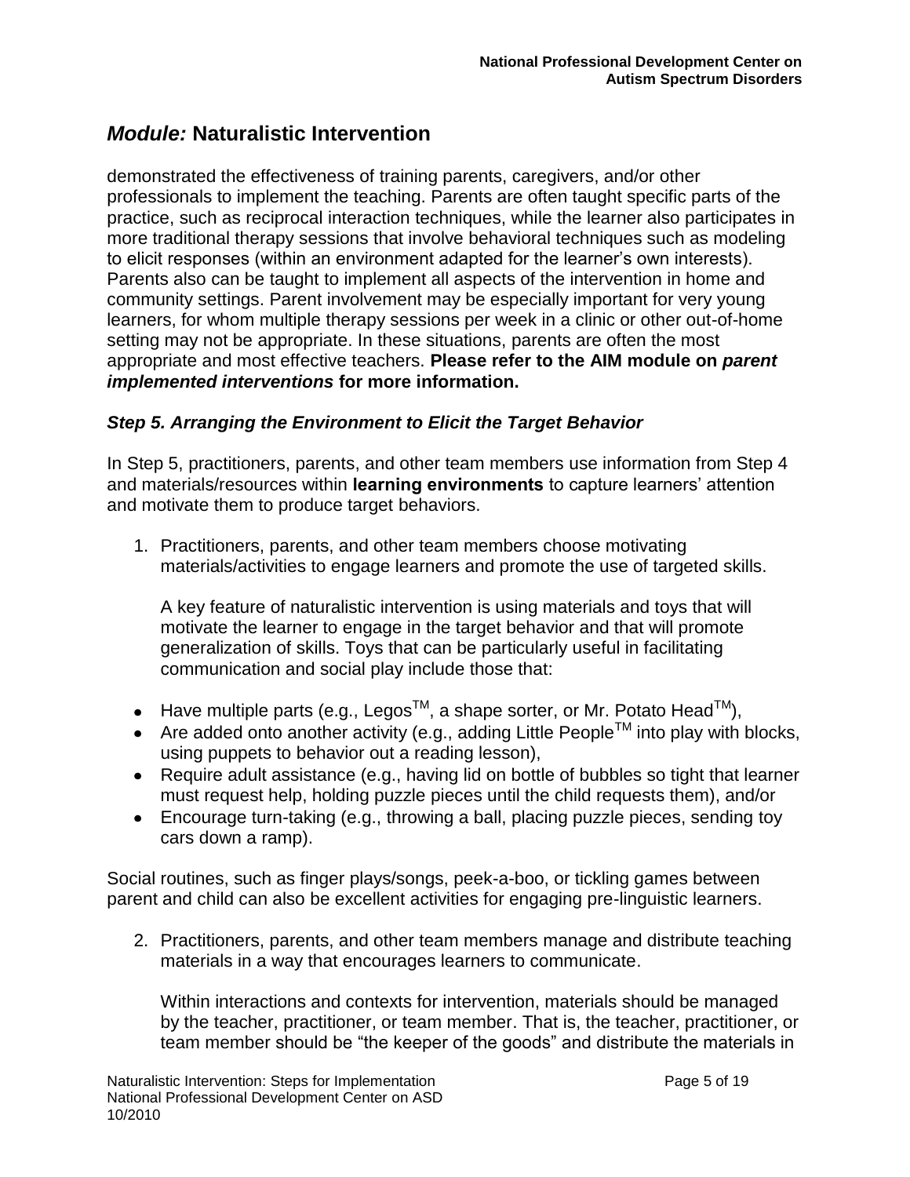## *Module:* Naturalistic Intervention

demonstrated the effectiveness of training parents, caregivers, and/or other professionals to implement the teaching. Parents are often taught specific parts of the practice, such as reciprocal interaction techniques, while the learner also participates in more traditional therapy sessions that involve behavioral techniques such as modeling to elicit responses (within an environment adapted for the learner's own interests). Parents also can be taught to implement all aspects of the intervention in home and community settings. Parent involvement may be especially important for very young learners, for whom multiple therapy sessions per week in a clinic or other out-of-home setting may not be appropriate. In these situations, parents are often the most appropriate and most effective teachers. **Please refer to the AIM module on *parent implemented interventions* for more information.**

### *Step 5. Arranging the Environment to Elicit the Target Behavior*

In Step 5, practitioners, parents, and other team members use information from Step 4 and materials/resources within **learning environments** to capture learners' attention and motivate them to produce target behaviors.

1. Practitioners, parents, and other team members choose motivating materials/activities to engage learners and promote the use of targeted skills.

   A key feature of naturalistic intervention is using materials and toys that will motivate the learner to engage in the target behavior and that will promote generalization of skills. Toys that can be particularly useful in facilitating communication and social play include those that:

- Have multiple parts (e.g., Legos™, a shape sorter, or Mr. Potato Head™),
- Are added onto another activity (e.g., adding Little People™ into play with blocks, using puppets to behavior out a reading lesson),
- Require adult assistance (e.g., having lid on bottle of bubbles so tight that learner must request help, holding puzzle pieces until the child requests them), and/or
- Encourage turn-taking (e.g., throwing a ball, placing puzzle pieces, sending toy cars down a ramp).

Social routines, such as finger plays/songs, peek-a-boo, or tickling games between parent and child can also be excellent activities for engaging pre-linguistic learners.

2. Practitioners, parents, and other team members manage and distribute teaching materials in a way that encourages learners to communicate.

   Within interactions and contexts for intervention, materials should be managed by the teacher, practitioner, or team member. That is, the teacher, practitioner, or team member should be "the keeper of the goods" and distribute the materials in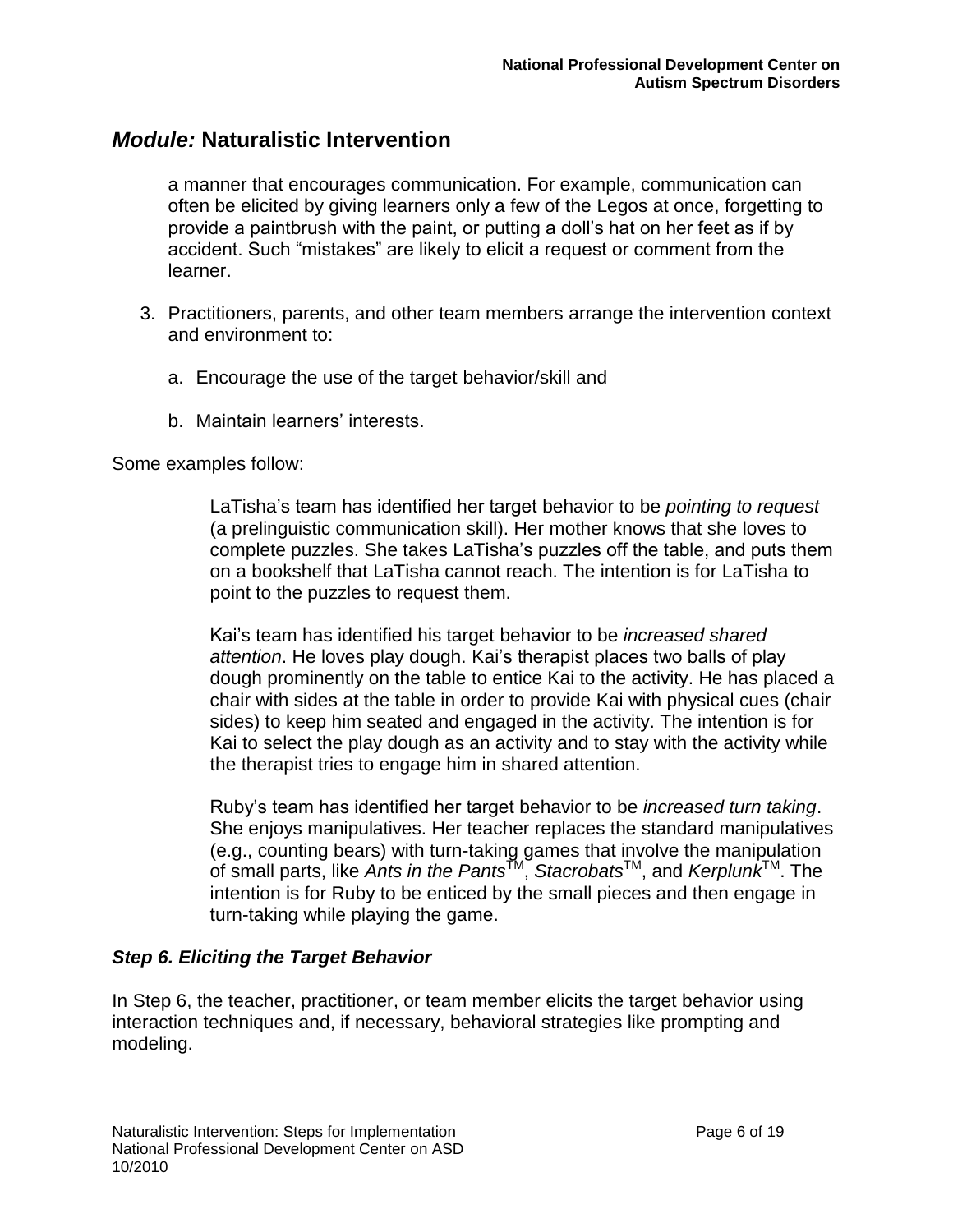a manner that encourages communication. For example, communication can often be elicited by giving learners only a few of the Legos at once, forgetting to provide a paintbrush with the paint, or putting a doll's hat on her feet as if by accident. Such "mistakes" are likely to elicit a request or comment from the learner.

3. Practitioners, parents, and other team members arrange the intervention context and environment to:

   a. Encourage the use of the target behavior/skill and

   b. Maintain learners' interests.

Some examples follow:

> LaTisha's team has identified her target behavior to be *pointing to request* (a prelinguistic communication skill). Her mother knows that she loves to complete puzzles. She takes LaTisha's puzzles off the table, and puts them on a bookshelf that LaTisha cannot reach. The intention is for LaTisha to point to the puzzles to request them.
>
> Kai's team has identified his target behavior to be *increased shared attention*. He loves play dough. Kai's therapist places two balls of play dough prominently on the table to entice Kai to the activity. He has placed a chair with sides at the table in order to provide Kai with physical cues (chair sides) to keep him seated and engaged in the activity. The intention is for Kai to select the play dough as an activity and to stay with the activity while the therapist tries to engage him in shared attention.
>
> Ruby's team has identified her target behavior to be *increased turn taking*. She enjoys manipulatives. Her teacher replaces the standard manipulatives (e.g., counting bears) with turn-taking games that involve the manipulation of small parts, like *Ants in the Pants*™, *Stacrobats*™, and *Kerplunk*™. The intention is for Ruby to be enticed by the small pieces and then engage in turn-taking while playing the game.

### *Step 6. Eliciting the Target Behavior*

In Step 6, the teacher, practitioner, or team member elicits the target behavior using interaction techniques and, if necessary, behavioral strategies like prompting and modeling.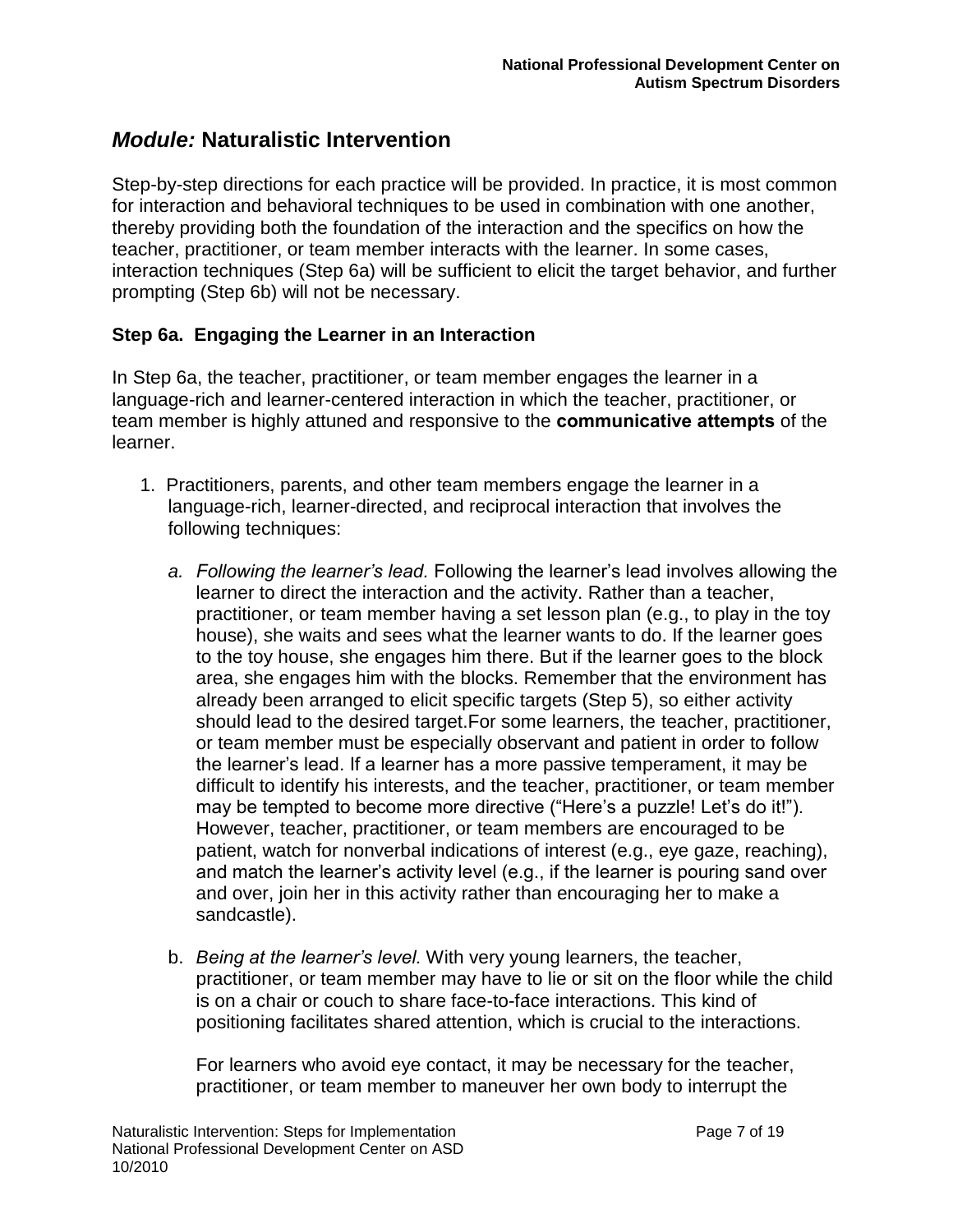## *Module:* Naturalistic Intervention

Step-by-step directions for each practice will be provided. In practice, it is most common for interaction and behavioral techniques to be used in combination with one another, thereby providing both the foundation of the interaction and the specifics on how the teacher, practitioner, or team member interacts with the learner. In some cases, interaction techniques (Step 6a) will be sufficient to elicit the target behavior, and further prompting (Step 6b) will not be necessary.

### Step 6a. Engaging the Learner in an Interaction

In Step 6a, the teacher, practitioner, or team member engages the learner in a language-rich and learner-centered interaction in which the teacher, practitioner, or team member is highly attuned and responsive to the **communicative attempts** of the learner.

1. Practitioners, parents, and other team members engage the learner in a language-rich, learner-directed, and reciprocal interaction that involves the following techniques:

   *a. Following the learner's lead.* Following the learner's lead involves allowing the learner to direct the interaction and the activity. Rather than a teacher, practitioner, or team member having a set lesson plan (e.g., to play in the toy house), she waits and sees what the learner wants to do. If the learner goes to the toy house, she engages him there. But if the learner goes to the block area, she engages him with the blocks. Remember that the environment has already been arranged to elicit specific targets (Step 5), so either activity should lead to the desired target.For some learners, the teacher, practitioner, or team member must be especially observant and patient in order to follow the learner's lead. If a learner has a more passive temperament, it may be difficult to identify his interests, and the teacher, practitioner, or team member may be tempted to become more directive ("Here's a puzzle! Let's do it!"). However, teacher, practitioner, or team members are encouraged to be patient, watch for nonverbal indications of interest (e.g., eye gaze, reaching), and match the learner's activity level (e.g., if the learner is pouring sand over and over, join her in this activity rather than encouraging her to make a sandcastle).

   b. *Being at the learner's level.* With very young learners, the teacher, practitioner, or team member may have to lie or sit on the floor while the child is on a chair or couch to share face-to-face interactions. This kind of positioning facilitates shared attention, which is crucial to the interactions.

   For learners who avoid eye contact, it may be necessary for the teacher, practitioner, or team member to maneuver her own body to interrupt the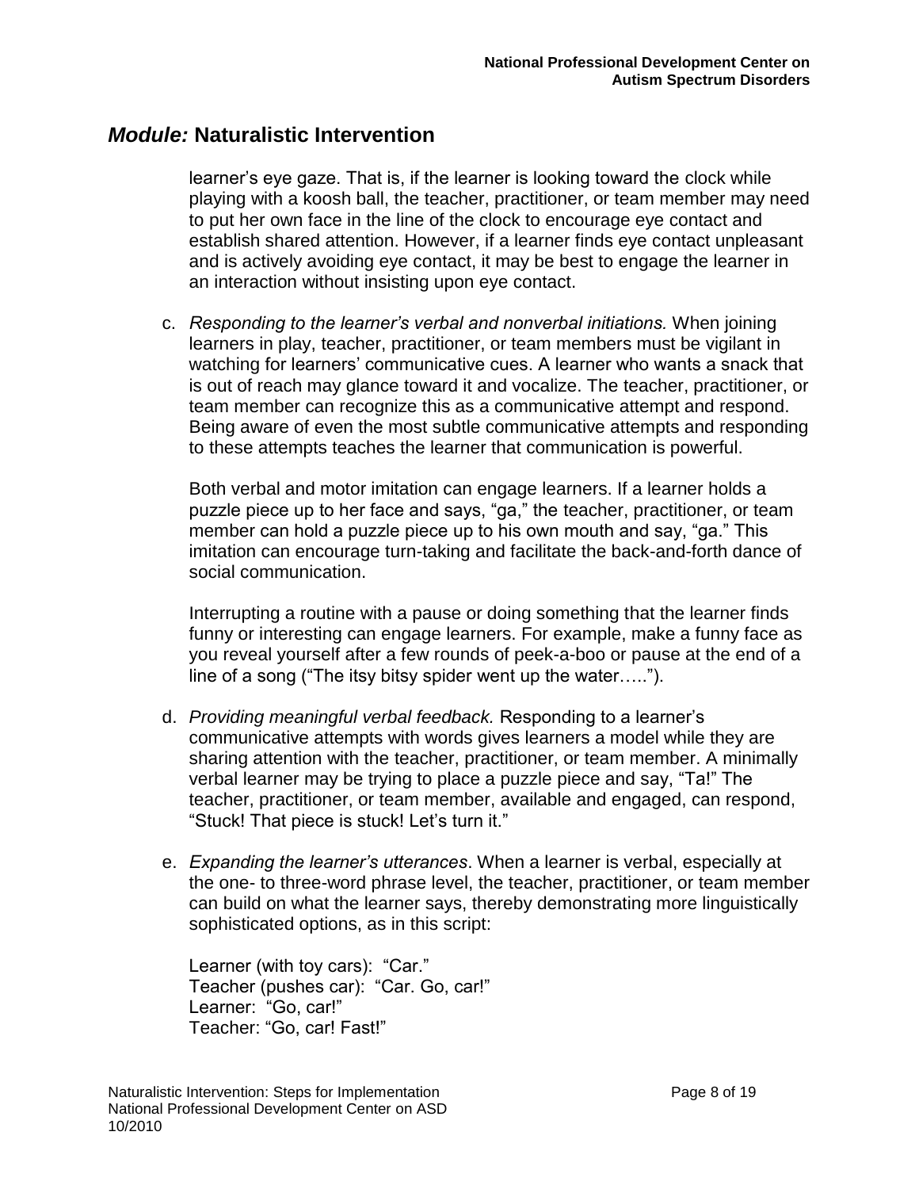## *Module:* Naturalistic Intervention

learner's eye gaze. That is, if the learner is looking toward the clock while playing with a koosh ball, the teacher, practitioner, or team member may need to put her own face in the line of the clock to encourage eye contact and establish shared attention. However, if a learner finds eye contact unpleasant and is actively avoiding eye contact, it may be best to engage the learner in an interaction without insisting upon eye contact.

c. *Responding to the learner's verbal and nonverbal initiations.* When joining learners in play, teacher, practitioner, or team members must be vigilant in watching for learners' communicative cues. A learner who wants a snack that is out of reach may glance toward it and vocalize. The teacher, practitioner, or team member can recognize this as a communicative attempt and respond. Being aware of even the most subtle communicative attempts and responding to these attempts teaches the learner that communication is powerful.

   Both verbal and motor imitation can engage learners. If a learner holds a puzzle piece up to her face and says, "ga," the teacher, practitioner, or team member can hold a puzzle piece up to his own mouth and say, "ga." This imitation can encourage turn-taking and facilitate the back-and-forth dance of social communication.

   Interrupting a routine with a pause or doing something that the learner finds funny or interesting can engage learners. For example, make a funny face as you reveal yourself after a few rounds of peek-a-boo or pause at the end of a line of a song ("The itsy bitsy spider went up the water…..").

d. *Providing meaningful verbal feedback.* Responding to a learner's communicative attempts with words gives learners a model while they are sharing attention with the teacher, practitioner, or team member. A minimally verbal learner may be trying to place a puzzle piece and say, "Ta!" The teacher, practitioner, or team member, available and engaged, can respond, "Stuck! That piece is stuck! Let's turn it."

e. *Expanding the learner's utterances*. When a learner is verbal, especially at the one- to three-word phrase level, the teacher, practitioner, or team member can build on what the learner says, thereby demonstrating more linguistically sophisticated options, as in this script:

   Learner (with toy cars): "Car."
   Teacher (pushes car): "Car. Go, car!"
   Learner: "Go, car!"
   Teacher: "Go, car! Fast!"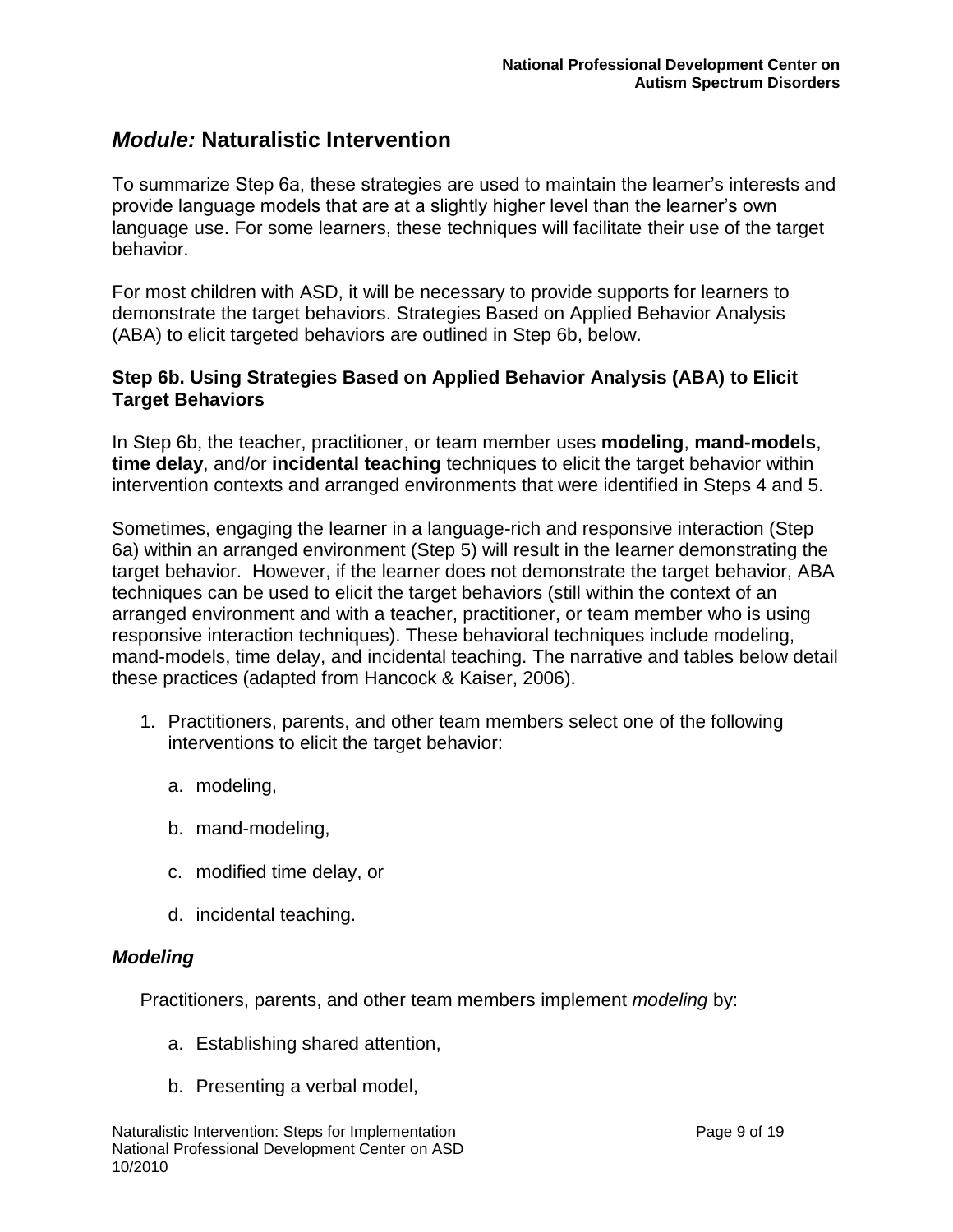## *Module:* Naturalistic Intervention

To summarize Step 6a, these strategies are used to maintain the learner's interests and provide language models that are at a slightly higher level than the learner's own language use. For some learners, these techniques will facilitate their use of the target behavior.

For most children with ASD, it will be necessary to provide supports for learners to demonstrate the target behaviors. Strategies Based on Applied Behavior Analysis (ABA) to elicit targeted behaviors are outlined in Step 6b, below.

### Step 6b. Using Strategies Based on Applied Behavior Analysis (ABA) to Elicit Target Behaviors

In Step 6b, the teacher, practitioner, or team member uses **modeling**, **mand-models**, **time delay**, and/or **incidental teaching** techniques to elicit the target behavior within intervention contexts and arranged environments that were identified in Steps 4 and 5.

Sometimes, engaging the learner in a language-rich and responsive interaction (Step 6a) within an arranged environment (Step 5) will result in the learner demonstrating the target behavior. However, if the learner does not demonstrate the target behavior, ABA techniques can be used to elicit the target behaviors (still within the context of an arranged environment and with a teacher, practitioner, or team member who is using responsive interaction techniques). These behavioral techniques include modeling, mand-models, time delay, and incidental teaching. The narrative and tables below detail these practices (adapted from Hancock & Kaiser, 2006).

1. Practitioners, parents, and other team members select one of the following interventions to elicit the target behavior:

   a. modeling,

   b. mand-modeling,

   c. modified time delay, or

   d. incidental teaching.

#### *Modeling*

Practitioners, parents, and other team members implement *modeling* by:

a. Establishing shared attention,

b. Presenting a verbal model,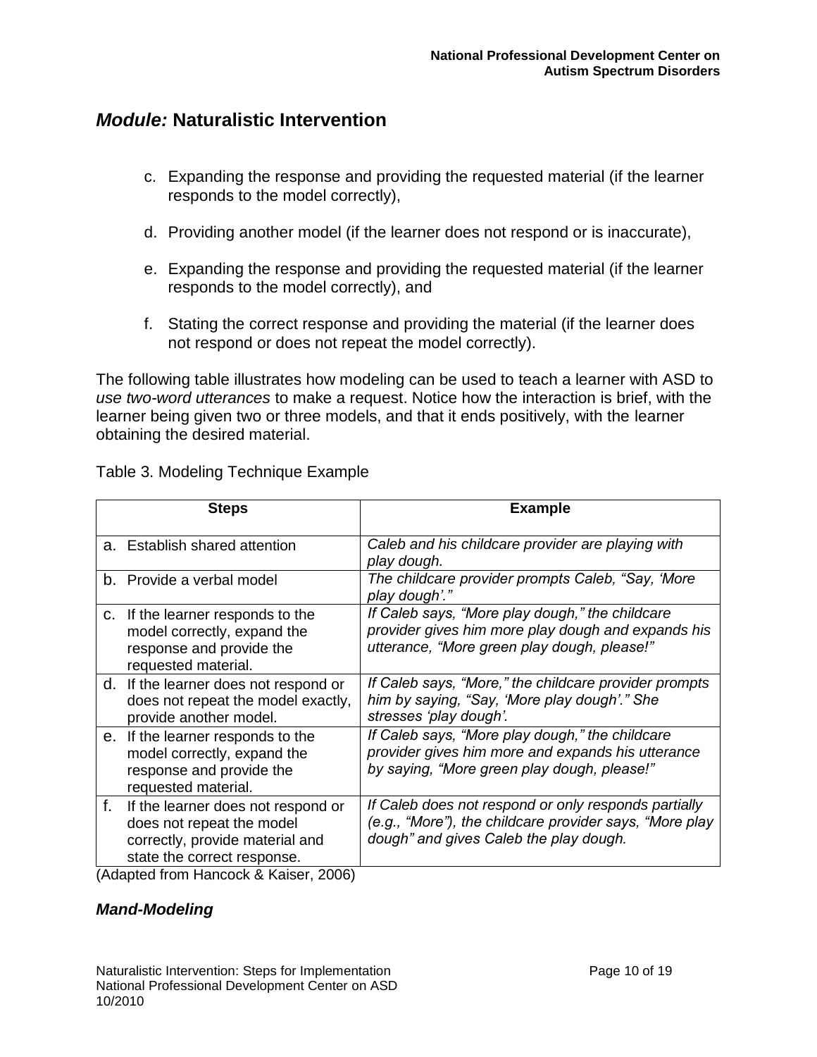## *Module:* Naturalistic Intervention

c. Expanding the response and providing the requested material (if the learner responds to the model correctly),

d. Providing another model (if the learner does not respond or is inaccurate),

e. Expanding the response and providing the requested material (if the learner responds to the model correctly), and

f. Stating the correct response and providing the material (if the learner does not respond or does not repeat the model correctly).

The following table illustrates how modeling can be used to teach a learner with ASD to *use two-word utterances* to make a request. Notice how the interaction is brief, with the learner being given two or three models, and that it ends positively, with the learner obtaining the desired material.

Table 3. Modeling Technique Example

| Steps | Example |
|---|---|
| a. Establish shared attention | *Caleb and his childcare provider are playing with play dough.* |
| b. Provide a verbal model | *The childcare provider prompts Caleb, "Say, 'More play dough'."* |
| c. If the learner responds to the model correctly, expand the response and provide the requested material. | *If Caleb says, "More play dough," the childcare provider gives him more play dough and expands his utterance, "More green play dough, please!"* |
| d. If the learner does not respond or does not repeat the model exactly, provide another model. | *If Caleb says, "More," the childcare provider prompts him by saying, "Say, 'More play dough'." She stresses 'play dough'.* |
| e. If the learner responds to the model correctly, expand the response and provide the requested material. | *If Caleb says, "More play dough," the childcare provider gives him more and expands his utterance by saying, "More green play dough, please!"* |
| f. If the learner does not respond or does not repeat the model correctly, provide material and state the correct response. | *If Caleb does not respond or only responds partially (e.g., "More"), the childcare provider says, "More play dough" and gives Caleb the play dough.* |

(Adapted from Hancock & Kaiser, 2006)

### *Mand-Modeling*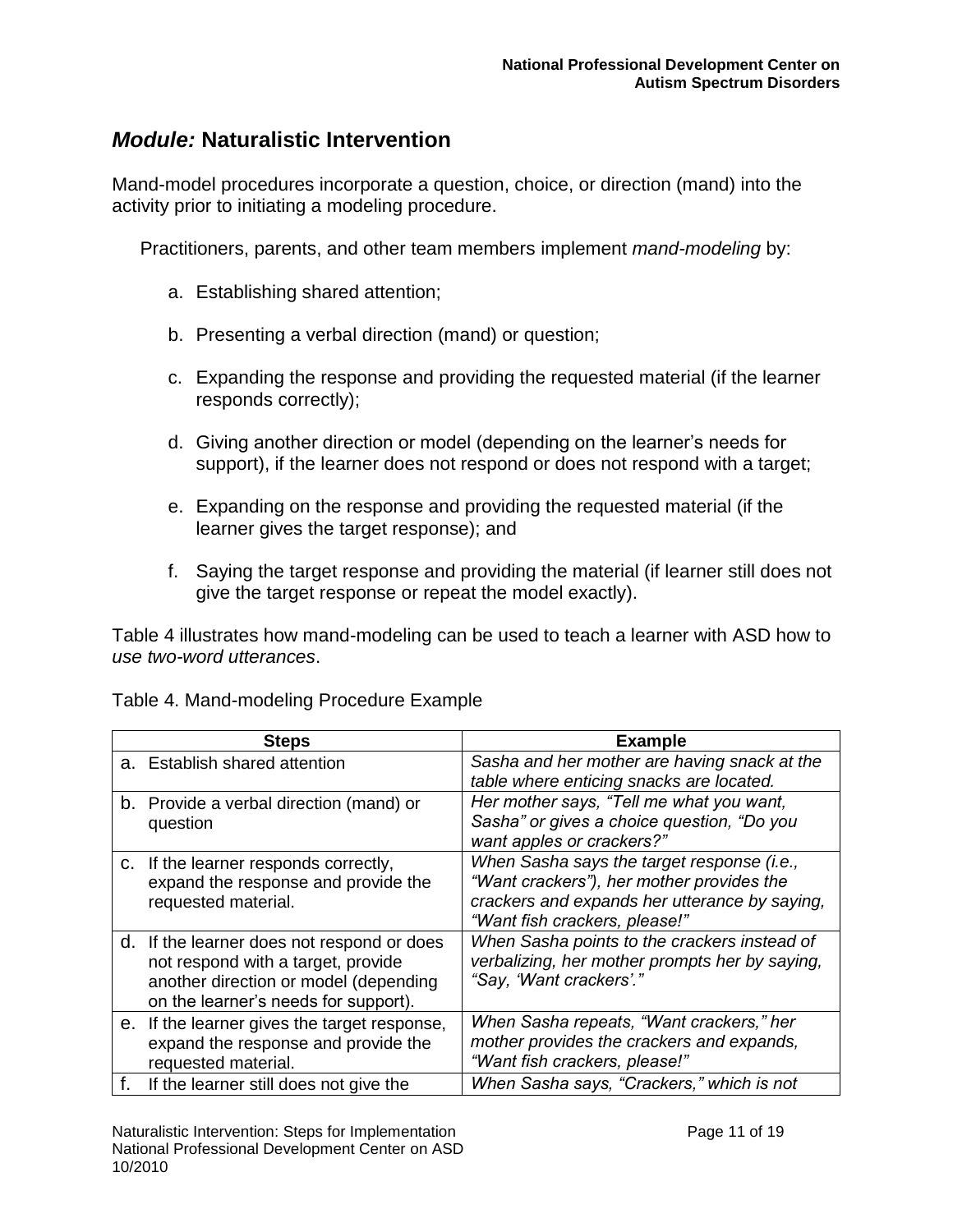## *Module:* Naturalistic Intervention

Mand-model procedures incorporate a question, choice, or direction (mand) into the activity prior to initiating a modeling procedure.

Practitioners, parents, and other team members implement *mand-modeling* by:

a. Establishing shared attention;

b. Presenting a verbal direction (mand) or question;

c. Expanding the response and providing the requested material (if the learner responds correctly);

d. Giving another direction or model (depending on the learner's needs for support), if the learner does not respond or does not respond with a target;

e. Expanding on the response and providing the requested material (if the learner gives the target response); and

f. Saying the target response and providing the material (if learner still does not give the target response or repeat the model exactly).

Table 4 illustrates how mand-modeling can be used to teach a learner with ASD how to *use two-word utterances*.

Table 4. Mand-modeling Procedure Example

| Steps | Example |
|---|---|
| a. Establish shared attention | *Sasha and her mother are having snack at the table where enticing snacks are located.* |
| b. Provide a verbal direction (mand) or question | *Her mother says, "Tell me what you want, Sasha" or gives a choice question, "Do you want apples or crackers?"* |
| c. If the learner responds correctly, expand the response and provide the requested material. | *When Sasha says the target response (i.e., "Want crackers"), her mother provides the crackers and expands her utterance by saying, "Want fish crackers, please!"* |
| d. If the learner does not respond or does not respond with a target, provide another direction or model (depending on the learner's needs for support). | *When Sasha points to the crackers instead of verbalizing, her mother prompts her by saying, "Say, 'Want crackers'."* |
| e. If the learner gives the target response, expand the response and provide the requested material. | *When Sasha repeats, "Want crackers," her mother provides the crackers and expands, "Want fish crackers, please!"* |
| f. If the learner still does not give the | *When Sasha says, "Crackers," which is not* |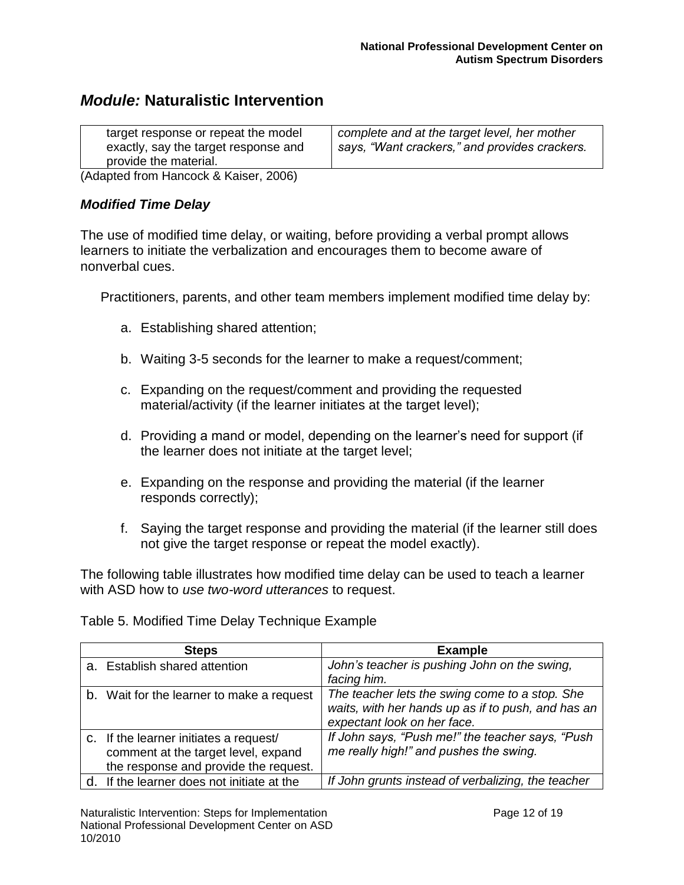## *Module:* Naturalistic Intervention

| | |
|---|---|
| target response or repeat the model exactly, say the target response and provide the material. | *complete and at the target level, her mother says, "Want crackers," and provides crackers.* |

(Adapted from Hancock & Kaiser, 2006)

### *Modified Time Delay*

The use of modified time delay, or waiting, before providing a verbal prompt allows learners to initiate the verbalization and encourages them to become aware of nonverbal cues.

Practitioners, parents, and other team members implement modified time delay by:

a. Establishing shared attention;

b. Waiting 3-5 seconds for the learner to make a request/comment;

c. Expanding on the request/comment and providing the requested material/activity (if the learner initiates at the target level);

d. Providing a mand or model, depending on the learner's need for support (if the learner does not initiate at the target level;

e. Expanding on the response and providing the material (if the learner responds correctly);

f. Saying the target response and providing the material (if the learner still does not give the target response or repeat the model exactly).

The following table illustrates how modified time delay can be used to teach a learner with ASD how to *use two-word utterances* to request.

Table 5. Modified Time Delay Technique Example

| Steps | Example |
|---|---|
| a. Establish shared attention | *John's teacher is pushing John on the swing, facing him.* |
| b. Wait for the learner to make a request | *The teacher lets the swing come to a stop. She waits, with her hands up as if to push, and has an expectant look on her face.* |
| c. If the learner initiates a request/ comment at the target level, expand the response and provide the request. | *If John says, "Push me!" the teacher says, "Push me really high!" and pushes the swing.* |
| d. If the learner does not initiate at the | *If John grunts instead of verbalizing, the teacher* |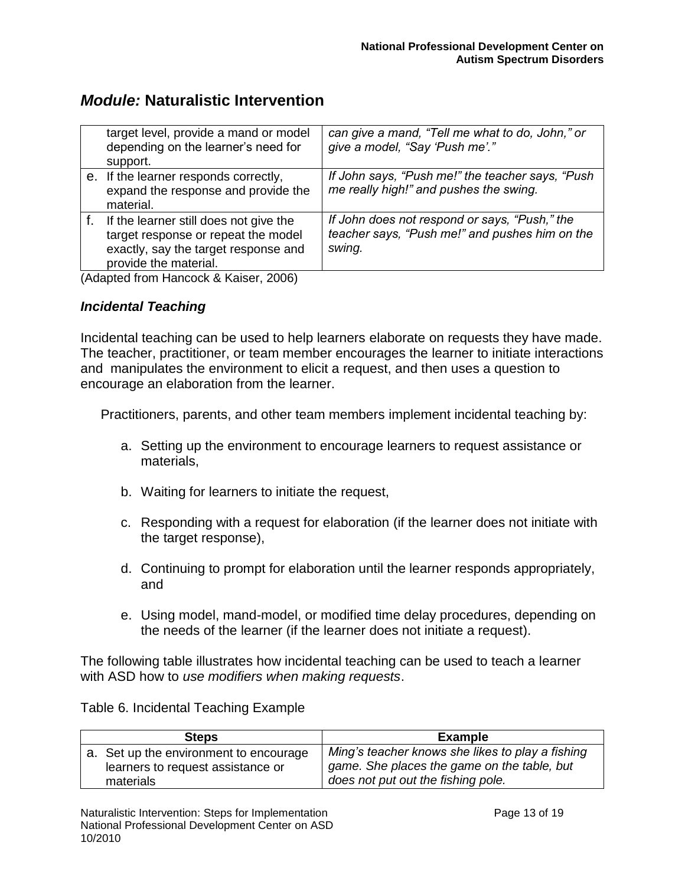## *Module:* Naturalistic Intervention

| | |
|---|---|
| target level, provide a mand or model depending on the learner's need for support. | *can give a mand, "Tell me what to do, John," or give a model, "Say 'Push me'."* |
| e. If the learner responds correctly, expand the response and provide the material. | *If John says, "Push me!" the teacher says, "Push me really high!" and pushes the swing.* |
| f. If the learner still does not give the target response or repeat the model exactly, say the target response and provide the material. | *If John does not respond or says, "Push," the teacher says, "Push me!" and pushes him on the swing.* |

(Adapted from Hancock & Kaiser, 2006)

### *Incidental Teaching*

Incidental teaching can be used to help learners elaborate on requests they have made. The teacher, practitioner, or team member encourages the learner to initiate interactions and manipulates the environment to elicit a request, and then uses a question to encourage an elaboration from the learner.

Practitioners, parents, and other team members implement incidental teaching by:

a. Setting up the environment to encourage learners to request assistance or materials,

b. Waiting for learners to initiate the request,

c. Responding with a request for elaboration (if the learner does not initiate with the target response),

d. Continuing to prompt for elaboration until the learner responds appropriately, and

e. Using model, mand-model, or modified time delay procedures, depending on the needs of the learner (if the learner does not initiate a request).

The following table illustrates how incidental teaching can be used to teach a learner with ASD how to *use modifiers when making requests*.

Table 6. Incidental Teaching Example

| Steps | Example |
|---|---|
| a. Set up the environment to encourage learners to request assistance or materials | *Ming's teacher knows she likes to play a fishing game. She places the game on the table, but does not put out the fishing pole.* |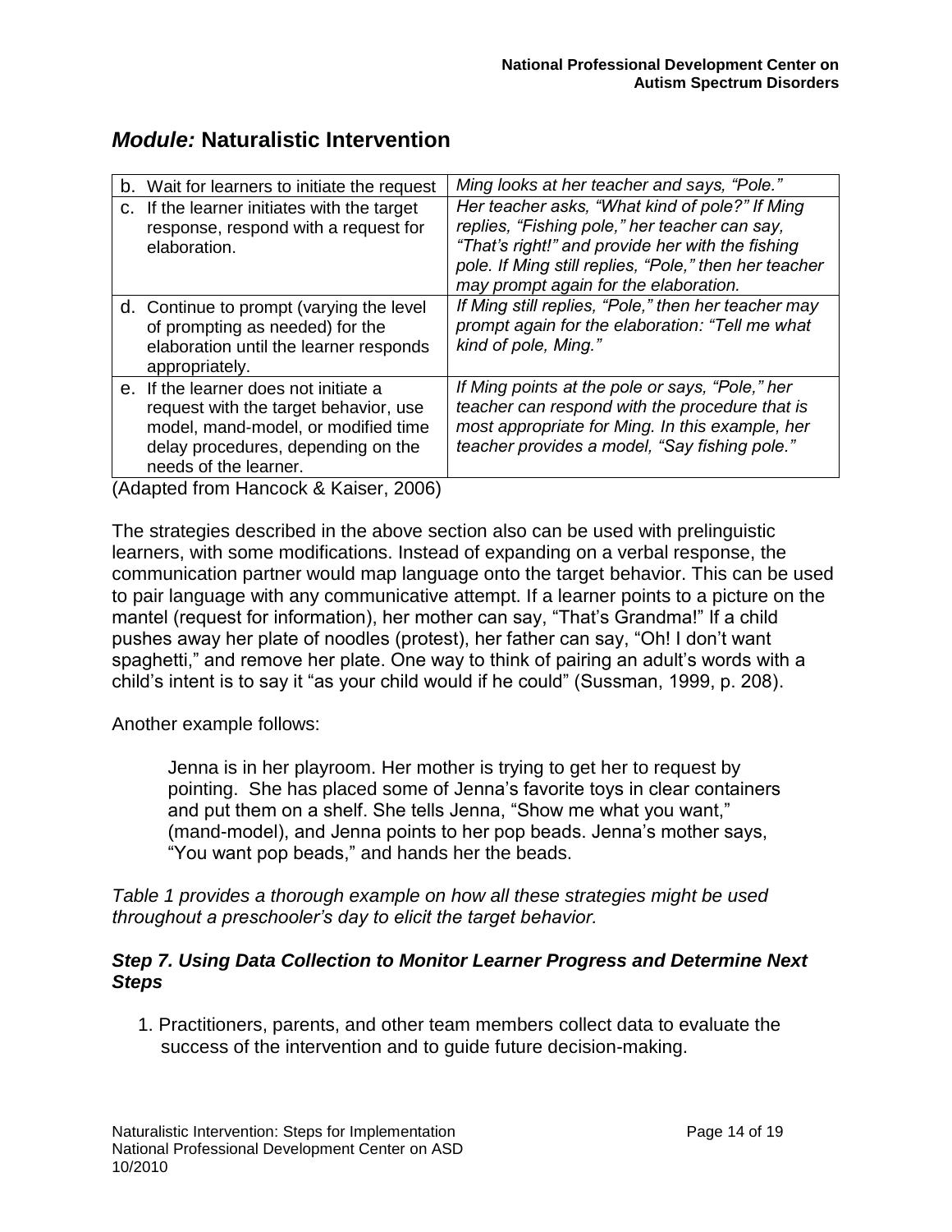## *Module:* Naturalistic Intervention

| | |
|---|---|
| b. Wait for learners to initiate the request | *Ming looks at her teacher and says, "Pole."* |
| c. If the learner initiates with the target response, respond with a request for elaboration. | *Her teacher asks, "What kind of pole?" If Ming replies, "Fishing pole," her teacher can say, "That's right!" and provide her with the fishing pole. If Ming still replies, "Pole," then her teacher may prompt again for the elaboration.* |
| d. Continue to prompt (varying the level of prompting as needed) for the elaboration until the learner responds appropriately. | *If Ming still replies, "Pole," then her teacher may prompt again for the elaboration: "Tell me what kind of pole, Ming."* |
| e. If the learner does not initiate a request with the target behavior, use model, mand-model, or modified time delay procedures, depending on the needs of the learner. | *If Ming points at the pole or says, "Pole," her teacher can respond with the procedure that is most appropriate for Ming. In this example, her teacher provides a model, "Say fishing pole."* |

(Adapted from Hancock & Kaiser, 2006)

The strategies described in the above section also can be used with prelinguistic learners, with some modifications. Instead of expanding on a verbal response, the communication partner would map language onto the target behavior. This can be used to pair language with any communicative attempt. If a learner points to a picture on the mantel (request for information), her mother can say, "That's Grandma!" If a child pushes away her plate of noodles (protest), her father can say, "Oh! I don't want spaghetti," and remove her plate. One way to think of pairing an adult's words with a child's intent is to say it "as your child would if he could" (Sussman, 1999, p. 208).

Another example follows:

> Jenna is in her playroom. Her mother is trying to get her to request by pointing. She has placed some of Jenna's favorite toys in clear containers and put them on a shelf. She tells Jenna, "Show me what you want," (mand-model), and Jenna points to her pop beads. Jenna's mother says, "You want pop beads," and hands her the beads.

*Table 1 provides a thorough example on how all these strategies might be used throughout a preschooler's day to elicit the target behavior.*

### *Step 7. Using Data Collection to Monitor Learner Progress and Determine Next Steps*

1. Practitioners, parents, and other team members collect data to evaluate the success of the intervention and to guide future decision-making.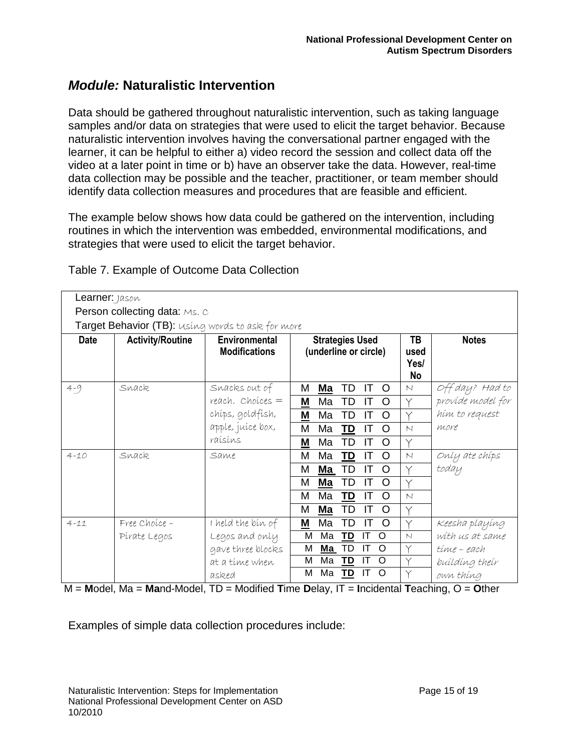## *Module:* Naturalistic Intervention

Data should be gathered throughout naturalistic intervention, such as taking language samples and/or data on strategies that were used to elicit the target behavior. Because naturalistic intervention involves having the conversational partner engaged with the learner, it can be helpful to either a) video record the session and collect data off the video at a later point in time or b) have an observer take the data. However, real-time data collection may be possible and the teacher, practitioner, or team member should identify data collection measures and procedures that are feasible and efficient.

The example below shows how data could be gathered on the intervention, including routines in which the intervention was embedded, environmental modifications, and strategies that were used to elicit the target behavior.

Table 7. Example of Outcome Data Collection

Learner: Jason
Person collecting data: Ms. C
Target Behavior (TB): Using words to ask for more

| Date | Activity/Routine | Environmental Modifications | Strategies Used (underline or circle) | TB used Yes/ No | Notes |
|---|---|---|---|---|---|
| 4-9 | Snack | Snacks out of reach. Choices = chips, goldfish, apple, juice box, raisins | M **Ma** TD IT O | N | Off day? Had to provide model for him to request more |
| | | | **M** Ma TD IT O | Y | |
| | | | **M** Ma TD IT O | Y | |
| | | | M Ma **TD** IT O | N | |
| | | | **M** Ma TD IT O | Y | |
| 4-10 | Snack | Same | M Ma **TD** IT O | N | Only ate chips today |
| | | | M **Ma** TD IT O | Y | |
| | | | M **Ma** TD IT O | Y | |
| | | | M Ma **TD** IT O | N | |
| | | | M **Ma** TD IT O | Y | |
| 4-11 | Free Choice – Pirate Legos | I held the bin of Legos and only gave three blocks at a time when asked | **M** Ma TD IT O | Y | Keesha playing with us at same time – each building their own thing |
| | | | M Ma **TD** IT O | N | |
| | | | M **Ma** TD IT O | Y | |
| | | | M Ma **TD** IT O | Y | |
| | | | M Ma **TD** IT O | Y | |

M = **M**odel, Ma = **Ma**nd-Model, TD = Modified **T**ime **D**elay, IT = **I**ncidental **T**eaching, O = **O**ther

Examples of simple data collection procedures include: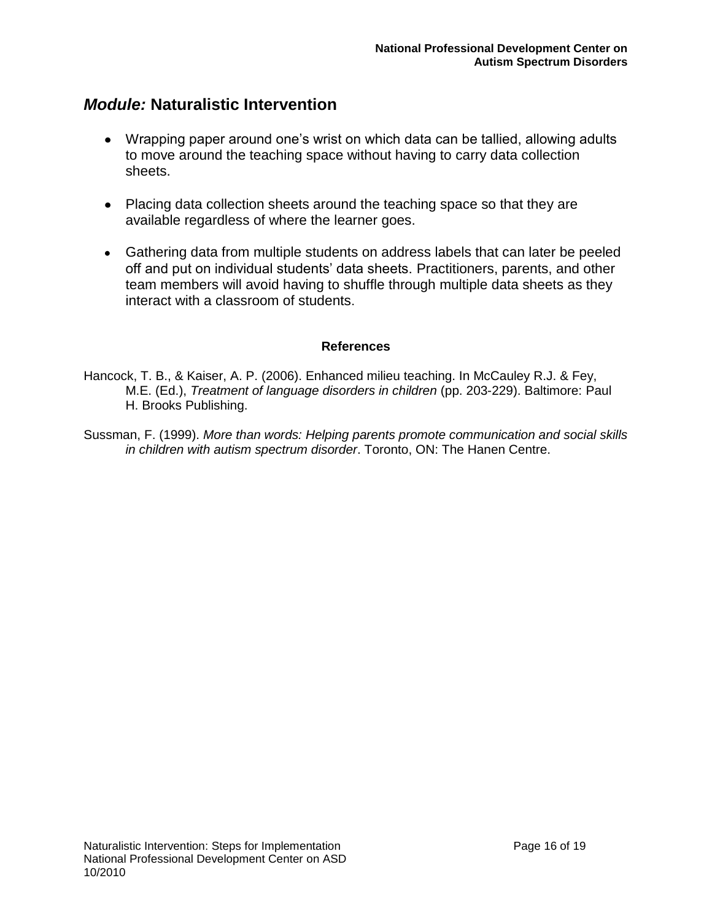## *Module:* Naturalistic Intervention

- Wrapping paper around one's wrist on which data can be tallied, allowing adults to move around the teaching space without having to carry data collection sheets.

- Placing data collection sheets around the teaching space so that they are available regardless of where the learner goes.

- Gathering data from multiple students on address labels that can later be peeled off and put on individual students' data sheets. Practitioners, parents, and other team members will avoid having to shuffle through multiple data sheets as they interact with a classroom of students.

### References

Hancock, T. B., & Kaiser, A. P. (2006). Enhanced milieu teaching. In McCauley R.J. & Fey, M.E. (Ed.), *Treatment of language disorders in children* (pp. 203-229). Baltimore: Paul H. Brooks Publishing.

Sussman, F. (1999). *More than words: Helping parents promote communication and social skills in children with autism spectrum disorder*. Toronto, ON: The Hanen Centre.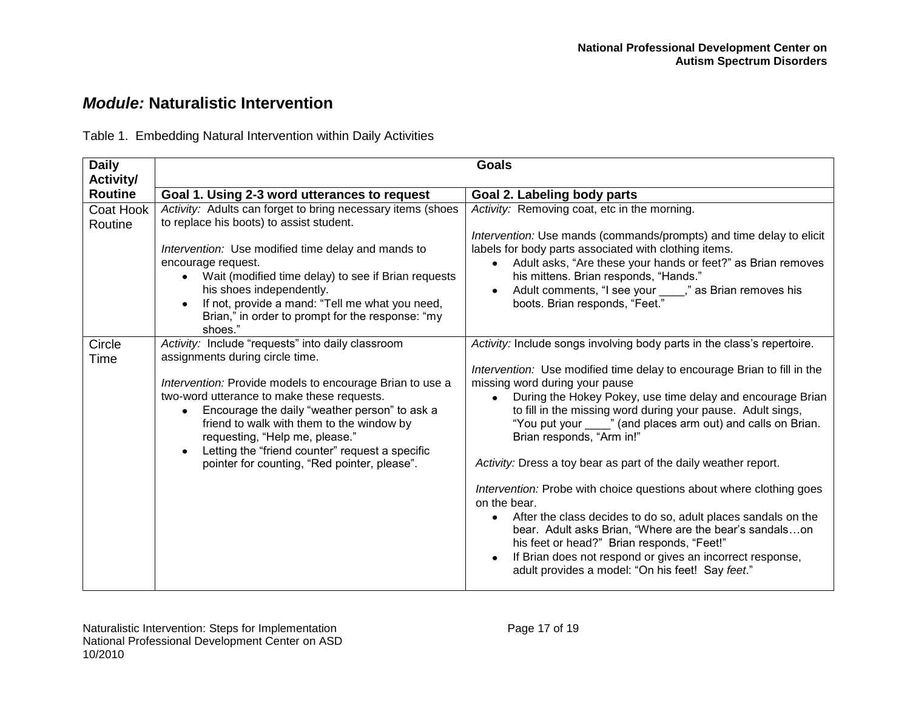## *Module:* Naturalistic Intervention

Table 1. Embedding Natural Intervention within Daily Activities

| **Daily Activity/ Routine** | **Goals** | |
|---|---|---|
| | **Goal 1. Using 2-3 word utterances to request** | **Goal 2. Labeling body parts** |
| Coat Hook Routine | *Activity:* Adults can forget to bring necessary items (shoes to replace his boots) to assist student.<br><br>*Intervention:* Use modified time delay and mands to encourage request.<br>• Wait (modified time delay) to see if Brian requests his shoes independently.<br>• If not, provide a mand: "Tell me what you need, Brian," in order to prompt for the response: "my shoes." | *Activity:* Removing coat, etc in the morning.<br><br>*Intervention:* Use mands (commands/prompts) and time delay to elicit labels for body parts associated with clothing items.<br>• Adult asks, "Are these your hands or feet?" as Brian removes his mittens. Brian responds, "Hands."<br>• Adult comments, "I see your ____," as Brian removes his boots. Brian responds, "Feet." |
| Circle Time | *Activity:* Include "requests" into daily classroom assignments during circle time.<br><br>*Intervention:* Provide models to encourage Brian to use a two-word utterance to make these requests.<br>• Encourage the daily "weather person" to ask a friend to walk with them to the window by requesting, "Help me, please."<br>• Letting the "friend counter" request a specific pointer for counting, "Red pointer, please". | *Activity:* Include songs involving body parts in the class's repertoire.<br><br>*Intervention:* Use modified time delay to encourage Brian to fill in the missing word during your pause<br>• During the Hokey Pokey, use time delay and encourage Brian to fill in the missing word during your pause. Adult sings, "You put your ____" (and places arm out) and calls on Brian. Brian responds, "Arm in!"<br><br>*Activity:* Dress a toy bear as part of the daily weather report.<br><br>*Intervention:* Probe with choice questions about where clothing goes on the bear.<br>• After the class decides to do so, adult places sandals on the bear. Adult asks Brian, "Where are the bear's sandals…on his feet or head?" Brian responds, "Feet!"<br>• If Brian does not respond or gives an incorrect response, adult provides a model: "On his feet! Say *feet*." |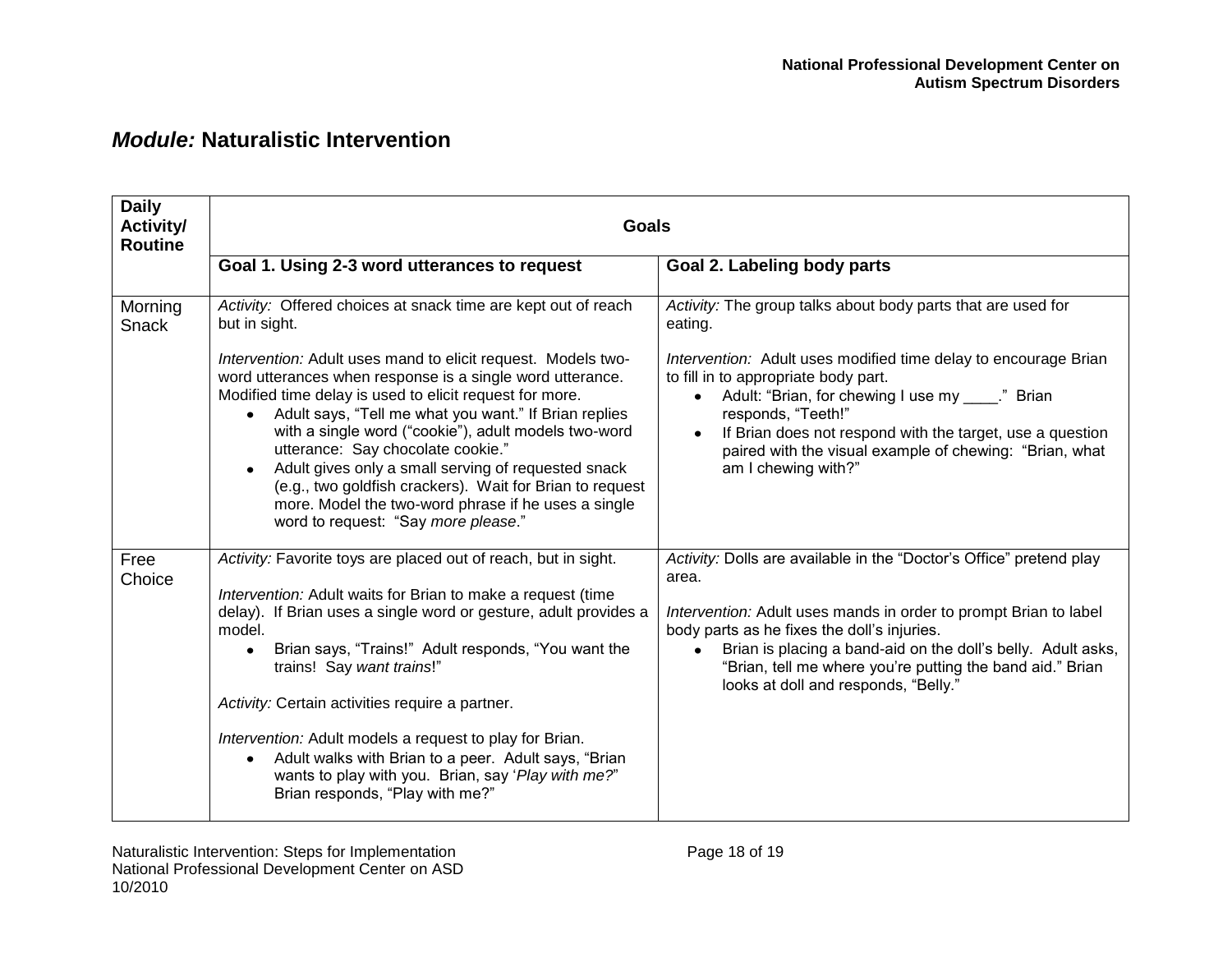## *Module:* Naturalistic Intervention

| Daily Activity/ Routine | Goals | |
|---|---|---|
| | **Goal 1. Using 2-3 word utterances to request** | **Goal 2. Labeling body parts** |
| Morning Snack | *Activity:* Offered choices at snack time are kept out of reach but in sight.<br><br>*Intervention:* Adult uses mand to elicit request. Models two-word utterances when response is a single word utterance. Modified time delay is used to elicit request for more.<br>• Adult says, "Tell me what you want." If Brian replies with a single word ("cookie"), adult models two-word utterance: Say chocolate cookie."<br>• Adult gives only a small serving of requested snack (e.g., two goldfish crackers). Wait for Brian to request more. Model the two-word phrase if he uses a single word to request: "Say *more please*." | *Activity:* The group talks about body parts that are used for eating.<br><br>*Intervention:* Adult uses modified time delay to encourage Brian to fill in to appropriate body part.<br>• Adult: "Brian, for chewing I use my ____." Brian responds, "Teeth!"<br>• If Brian does not respond with the target, use a question paired with the visual example of chewing: "Brian, what am I chewing with?" |
| Free Choice | *Activity:* Favorite toys are placed out of reach, but in sight.<br><br>*Intervention:* Adult waits for Brian to make a request (time delay). If Brian uses a single word or gesture, adult provides a model.<br>• Brian says, "Trains!" Adult responds, "You want the trains! Say *want trains*!"<br><br>*Activity:* Certain activities require a partner.<br><br>*Intervention:* Adult models a request to play for Brian.<br>• Adult walks with Brian to a peer. Adult says, "Brian wants to play with you. Brian, say '*Play with me?*" Brian responds, "Play with me?" | *Activity:* Dolls are available in the "Doctor's Office" pretend play area.<br><br>*Intervention:* Adult uses mands in order to prompt Brian to label body parts as he fixes the doll's injuries.<br>• Brian is placing a band-aid on the doll's belly. Adult asks, "Brian, tell me where you're putting the band aid." Brian looks at doll and responds, "Belly." |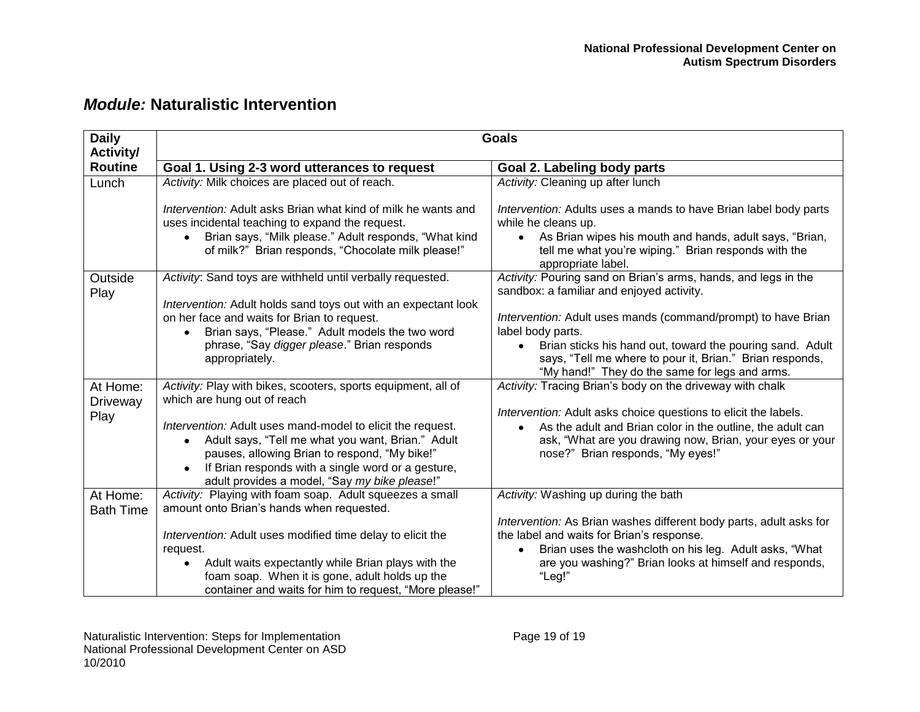## *Module:* Naturalistic Intervention

| Daily Activity/ Routine | Goals | |
|---|---|---|
| | **Goal 1. Using 2-3 word utterances to request** | **Goal 2. Labeling body parts** |
| Lunch | *Activity:* Milk choices are placed out of reach.<br><br>*Intervention:* Adult asks Brian what kind of milk he wants and uses incidental teaching to expand the request.<br>• Brian says, "Milk please." Adult responds, "What kind of milk?" Brian responds, "Chocolate milk please!" | *Activity:* Cleaning up after lunch<br><br>*Intervention:* Adults uses a mands to have Brian label body parts while he cleans up.<br>• As Brian wipes his mouth and hands, adult says, "Brian, tell me what you're wiping." Brian responds with the appropriate label. |
| Outside Play | *Activity*: Sand toys are withheld until verbally requested.<br><br>*Intervention:* Adult holds sand toys out with an expectant look on her face and waits for Brian to request.<br>• Brian says, "Please." Adult models the two word phrase, "Say *digger please*." Brian responds appropriately. | *Activity:* Pouring sand on Brian's arms, hands, and legs in the sandbox: a familiar and enjoyed activity.<br><br>*Intervention:* Adult uses mands (command/prompt) to have Brian label body parts.<br>• Brian sticks his hand out, toward the pouring sand. Adult says, "Tell me where to pour it, Brian." Brian responds, "My hand!" They do the same for legs and arms. |
| At Home: Driveway Play | *Activity:* Play with bikes, scooters, sports equipment, all of which are hung out of reach<br><br>*Intervention:* Adult uses mand-model to elicit the request.<br>• Adult says, "Tell me what you want, Brian." Adult pauses, allowing Brian to respond, "My bike!"<br>• If Brian responds with a single word or a gesture, adult provides a model, "Say *my bike please*!" | *Activity:* Tracing Brian's body on the driveway with chalk<br><br>*Intervention:* Adult asks choice questions to elicit the labels.<br>• As the adult and Brian color in the outline, the adult can ask, "What are you drawing now, Brian, your eyes or your nose?" Brian responds, "My eyes!" |
| At Home: Bath Time | *Activity:* Playing with foam soap. Adult squeezes a small amount onto Brian's hands when requested.<br><br>*Intervention:* Adult uses modified time delay to elicit the request.<br>• Adult waits expectantly while Brian plays with the foam soap. When it is gone, adult holds up the container and waits for him to request, "More please!" | *Activity:* Washing up during the bath<br><br>*Intervention:* As Brian washes different body parts, adult asks for the label and waits for Brian's response.<br>• Brian uses the washcloth on his leg. Adult asks, "What are you washing?" Brian looks at himself and responds, "Leg!" |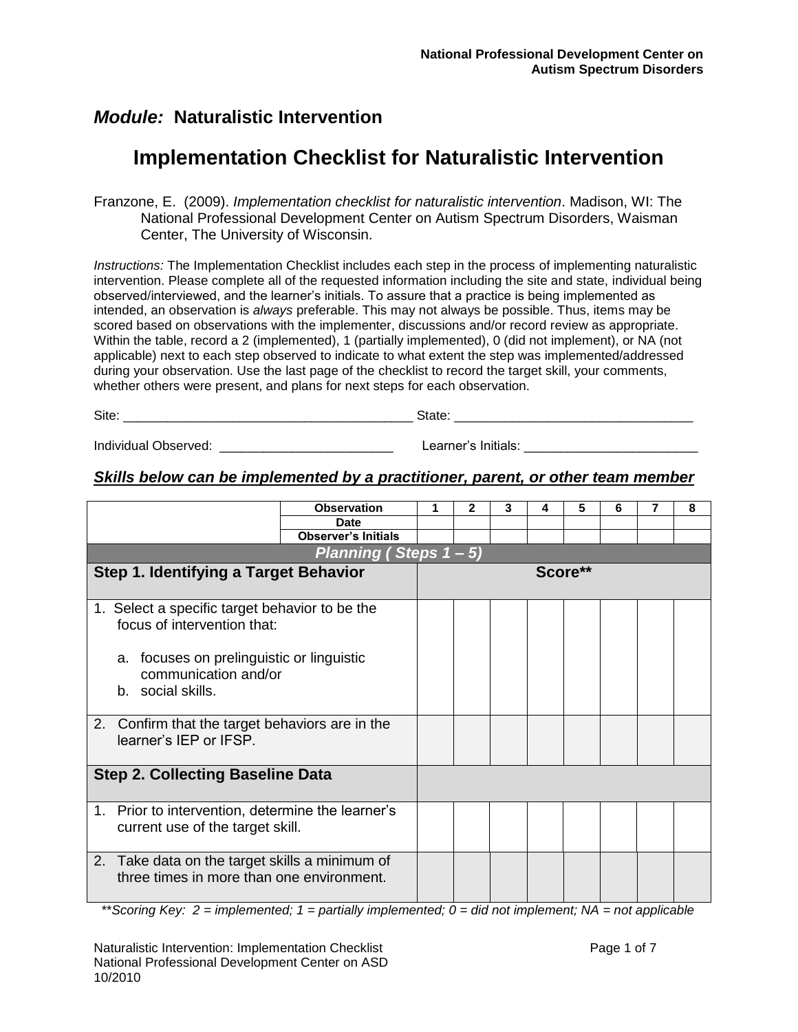**National Professional Development Center on Autism Spectrum Disorders**

## *Module:* Naturalistic Intervention

# Implementation Checklist for Naturalistic Intervention

Franzone, E. (2009). *Implementation checklist for naturalistic intervention*. Madison, WI: The National Professional Development Center on Autism Spectrum Disorders, Waisman Center, The University of Wisconsin.

*Instructions:* The Implementation Checklist includes each step in the process of implementing naturalistic intervention. Please complete all of the requested information including the site and state, individual being observed/interviewed, and the learner's initials. To assure that a practice is being implemented as intended, an observation is *always* preferable. This may not always be possible. Thus, items may be scored based on observations with the implementer, discussions and/or record review as appropriate. Within the table, record a 2 (implemented), 1 (partially implemented), 0 (did not implement), or NA (not applicable) next to each step observed to indicate to what extent the step was implemented/addressed during your observation. Use the last page of the checklist to record the target skill, your comments, whether others were present, and plans for next steps for each observation.

Site: ________________________________________ State: _________________________________

Individual Observed: ________________________ Learner's Initials: ________________________

### *Skills below can be implemented by a practitioner, parent, or other team member*

| | Observation | 1 | 2 | 3 | 4 | 5 | 6 | 7 | 8 |
|---|---|---|---|---|---|---|---|---|---|
| | Date | | | | | | | | |
| | Observer's Initials | | | | | | | | |
| ***Planning ( Steps 1 – 5)*** | | | | | | | | | |
| **Step 1. Identifying a Target Behavior** | | **Score**** | | | | | | | |
| 1. Select a specific target behavior to be the focus of intervention that: a. focuses on prelinguistic or linguistic communication and/or b. social skills. | | | | | | | | | |
| 2. Confirm that the target behaviors are in the learner's IEP or IFSP. | | | | | | | | | |
| **Step 2. Collecting Baseline Data** | | | | | | | | | |
| 1. Prior to intervention, determine the learner's current use of the target skill. | | | | | | | | | |
| 2. Take data on the target skills a minimum of three times in more than one environment. | | | | | | | | | |

*\*\*Scoring Key: 2 = implemented; 1 = partially implemented; 0 = did not implement; NA = not applicable*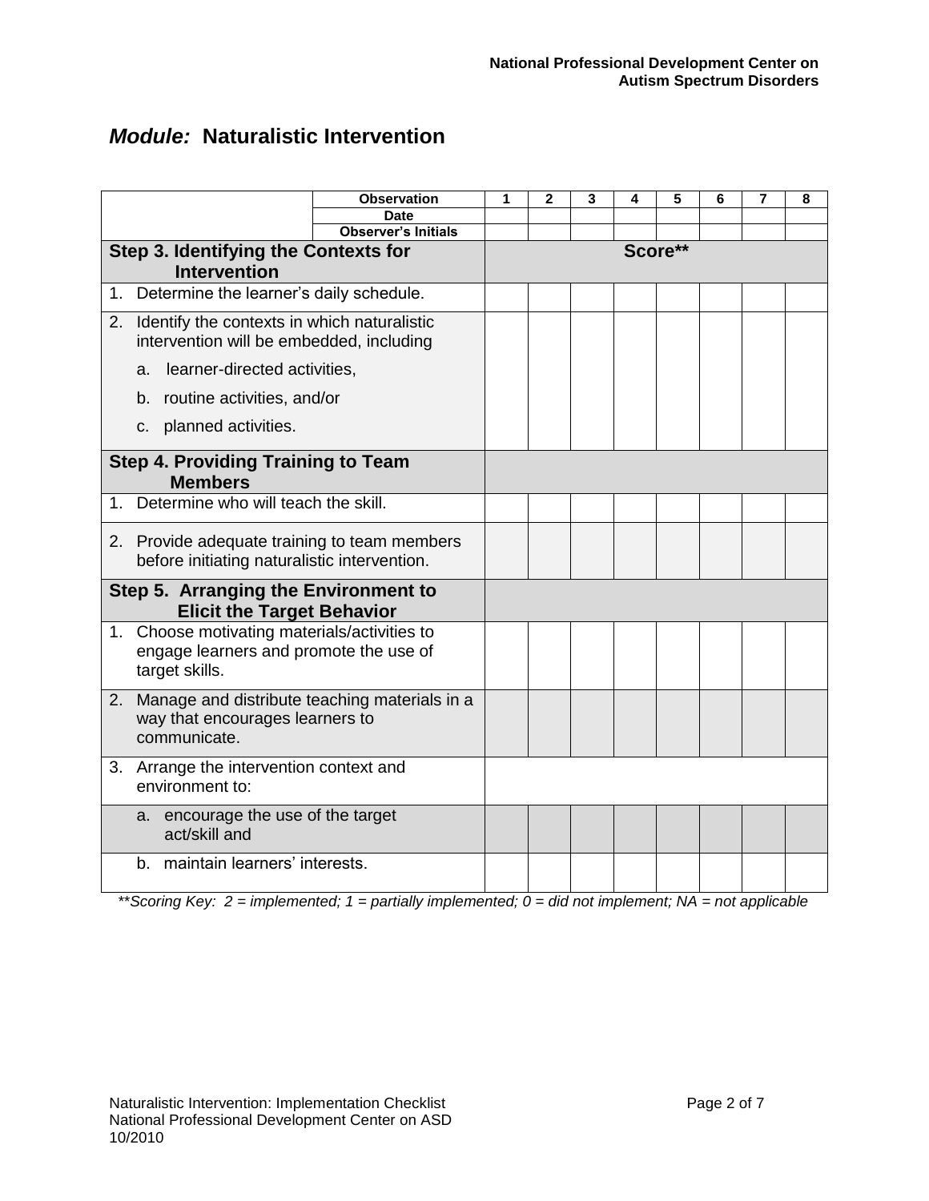## *Module:* Naturalistic Intervention

| | Observation | 1 | 2 | 3 | 4 | 5 | 6 | 7 | 8 |
|---|---|---|---|---|---|---|---|---|---|
| | Date | | | | | | | | |
| | Observer's Initials | | | | | | | | |
| **Step 3. Identifying the Contexts for Intervention** | | **Score**** | | | | | | | |
| 1. Determine the learner's daily schedule. | | | | | | | | | |
| 2. Identify the contexts in which naturalistic intervention will be embedded, including<br>a. learner-directed activities,<br>b. routine activities, and/or<br>c. planned activities. | | | | | | | | | |
| **Step 4. Providing Training to Team Members** | | | | | | | | | |
| 1. Determine who will teach the skill. | | | | | | | | | |
| 2. Provide adequate training to team members before initiating naturalistic intervention. | | | | | | | | | |
| **Step 5. Arranging the Environment to Elicit the Target Behavior** | | | | | | | | | |
| 1. Choose motivating materials/activities to engage learners and promote the use of target skills. | | | | | | | | | |
| 2. Manage and distribute teaching materials in a way that encourages learners to communicate. | | | | | | | | | |
| 3. Arrange the intervention context and environment to: | | | | | | | | | |
| a. encourage the use of the target act/skill and | | | | | | | | | |
| b. maintain learners' interests. | | | | | | | | | |

*\*\*Scoring Key: 2 = implemented; 1 = partially implemented; 0 = did not implement; NA = not applicable*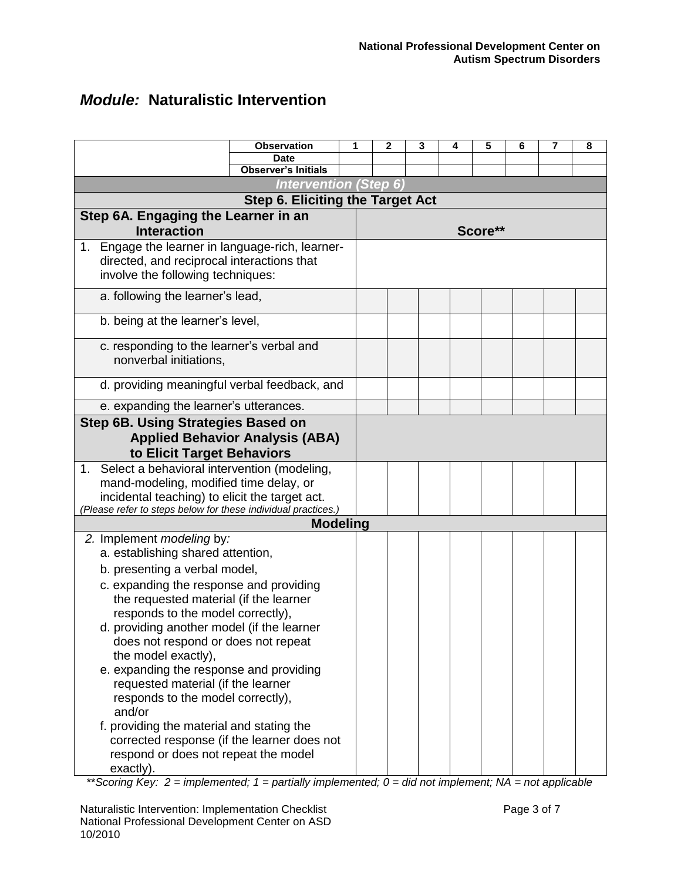## *Module:* Naturalistic Intervention

| Observation | 1 | 2 | 3 | 4 | 5 | 6 | 7 | 8 |
|---|---|---|---|---|---|---|---|---|
| Date | | | | | | | | |
| Observer's Initials | | | | | | | | |
| ***Intervention (Step 6)*** | | | | | | | | |
| **Step 6. Eliciting the Target Act** | | | | | | | | |
| **Step 6A. Engaging the Learner in an Interaction** | **Score\*\*** | | | | | | | |
| 1. Engage the learner in language-rich, learner-directed, and reciprocal interactions that involve the following techniques: | | | | | | | | |
| a. following the learner's lead, | | | | | | | | |
| b. being at the learner's level, | | | | | | | | |
| c. responding to the learner's verbal and nonverbal initiations, | | | | | | | | |
| d. providing meaningful verbal feedback, and | | | | | | | | |
| e. expanding the learner's utterances. | | | | | | | | |
| **Step 6B. Using Strategies Based on Applied Behavior Analysis (ABA) to Elicit Target Behaviors** | | | | | | | | |
| 1. Select a behavioral intervention (modeling, mand-modeling, modified time delay, or incidental teaching) to elicit the target act. *(Please refer to steps below for these individual practices.)* | | | | | | | | |
| **Modeling** | | | | | | | | |
| 2. Implement *modeling* by: a. establishing shared attention, b. presenting a verbal model, c. expanding the response and providing the requested material (if the learner responds to the model correctly), d. providing another model (if the learner does not respond or does not repeat the model exactly), e. expanding the response and providing requested material (if the learner responds to the model correctly), and/or f. providing the material and stating the corrected response (if the learner does not respond or does not repeat the model exactly). | | | | | | | | |

*\*\*Scoring Key: 2 = implemented; 1 = partially implemented; 0 = did not implement; NA = not applicable*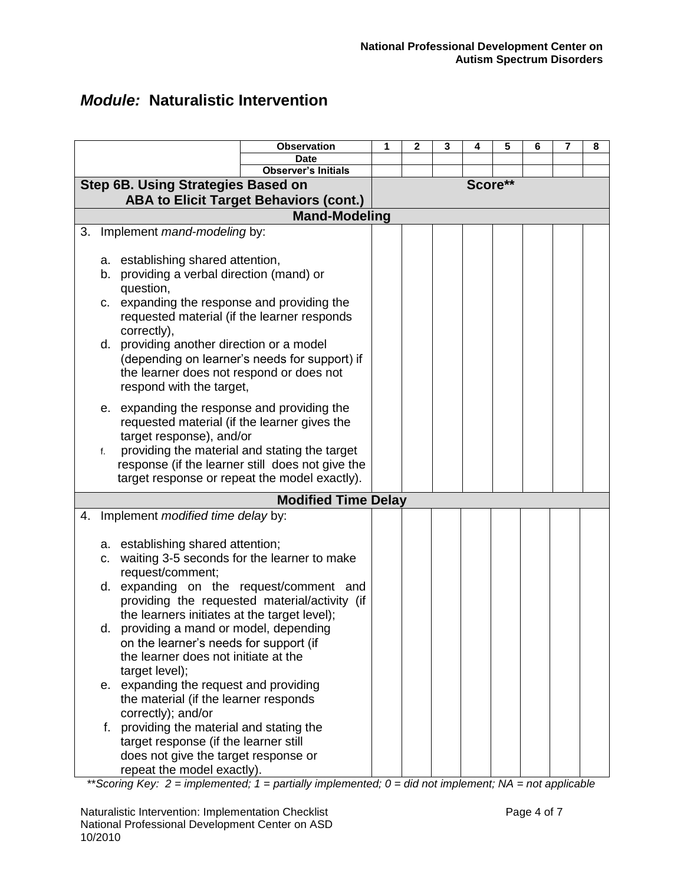National Professional Development Center on Autism Spectrum Disorders

## *Module:* Naturalistic Intervention

| | Observation | 1 | 2 | 3 | 4 | 5 | 6 | 7 | 8 |
|---|---|---|---|---|---|---|---|---|---|
| | Date | | | | | | | | |
| | Observer's Initials | | | | | | | | |
| **Step 6B. Using Strategies Based on ABA to Elicit Target Behaviors (cont.)** | | **Score**** | | | | | | | |
| **Mand-Modeling** | | | | | | | | | |
| 3. Implement *mand-modeling* by:<br><br>a. establishing shared attention,<br>b. providing a verbal direction (mand) or question,<br>c. expanding the response and providing the requested material (if the learner responds correctly),<br>d. providing another direction or a model (depending on learner's needs for support) if the learner does not respond or does not respond with the target,<br>e. expanding the response and providing the requested material (if the learner gives the target response), and/or<br>f. providing the material and stating the target response (if the learner still does not give the target response or repeat the model exactly). | | | | | | | | | |
| **Modified Time Delay** | | | | | | | | | |
| 4. Implement *modified time delay* by:<br><br>a. establishing shared attention;<br>c. waiting 3-5 seconds for the learner to make request/comment;<br>d. expanding on the request/comment and providing the requested material/activity (if the learners initiates at the target level);<br>d. providing a mand or model, depending on the learner's needs for support (if the learner does not initiate at the target level);<br>e. expanding the request and providing the material (if the learner responds correctly); and/or<br>f. providing the material and stating the target response (if the learner still does not give the target response or repeat the model exactly). | | | | | | | | | |

*\*\*Scoring Key: 2 = implemented; 1 = partially implemented; 0 = did not implement; NA = not applicable*

Naturalistic Intervention: Implementation Checklist
National Professional Development Center on ASD
10/2010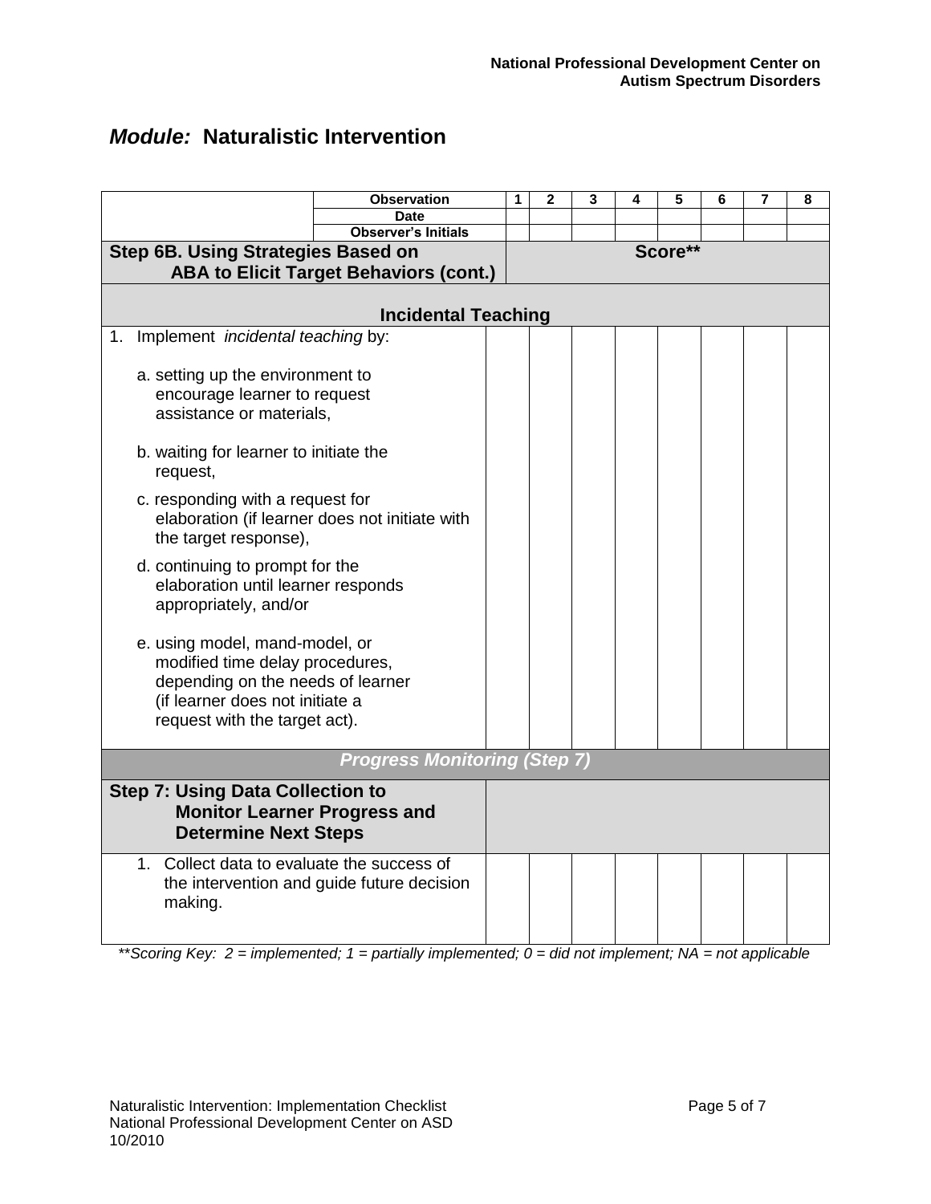## *Module:* Naturalistic Intervention

| | Observation | 1 | 2 | 3 | 4 | 5 | 6 | 7 | 8 |
|---|---|---|---|---|---|---|---|---|---|
| | Date | | | | | | | | |
| | Observer's Initials | | | | | | | | |
| **Step 6B. Using Strategies Based on ABA to Elicit Target Behaviors (cont.)** | | **Score**** | | | | | | | |
| **Incidental Teaching** | | | | | | | | | |
| 1. Implement *incidental teaching* by:<br><br>a. setting up the environment to encourage learner to request assistance or materials,<br><br>b. waiting for learner to initiate the request,<br><br>c. responding with a request for elaboration (if learner does not initiate with the target response),<br><br>d. continuing to prompt for the elaboration until learner responds appropriately, and/or<br><br>e. using model, mand-model, or modified time delay procedures, depending on the needs of learner (if learner does not initiate a request with the target act). | | | | | | | | | |
| ***Progress Monitoring (Step 7)*** | | | | | | | | | |
| **Step 7: Using Data Collection to Monitor Learner Progress and Determine Next Steps** | | | | | | | | | |
| 1. Collect data to evaluate the success of the intervention and guide future decision making. | | | | | | | | | |

***Scoring Key: 2 = implemented; 1 = partially implemented; 0 = did not implement; NA = not applicable*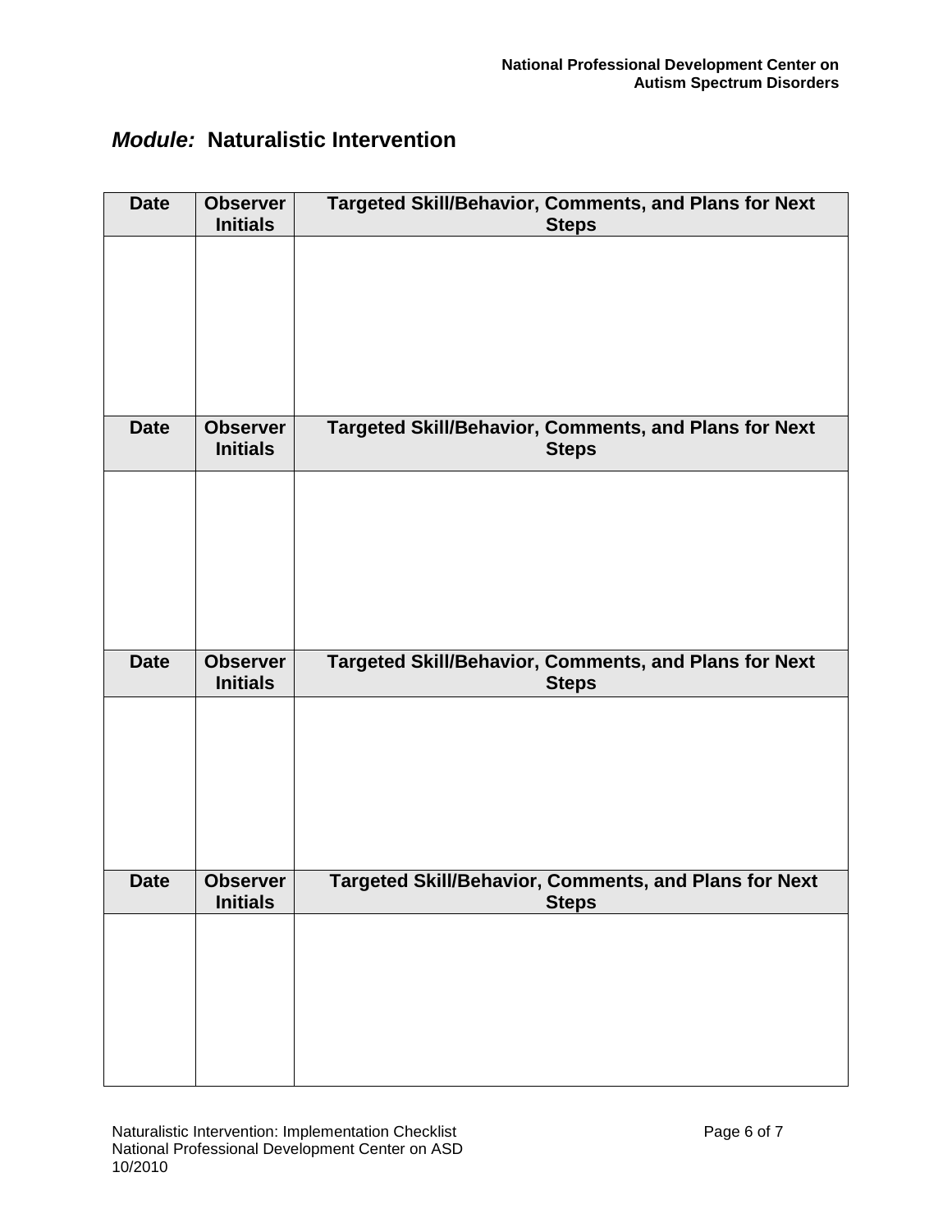## *Module:* Naturalistic Intervention

| Date | Observer Initials | Targeted Skill/Behavior, Comments, and Plans for Next Steps |
|---|---|---|
| | | |

| Date | Observer Initials | Targeted Skill/Behavior, Comments, and Plans for Next Steps |
|---|---|---|
| | | |

| Date | Observer Initials | Targeted Skill/Behavior, Comments, and Plans for Next Steps |
|---|---|---|
| | | |

| Date | Observer Initials | Targeted Skill/Behavior, Comments, and Plans for Next Steps |
|---|---|---|
| | | |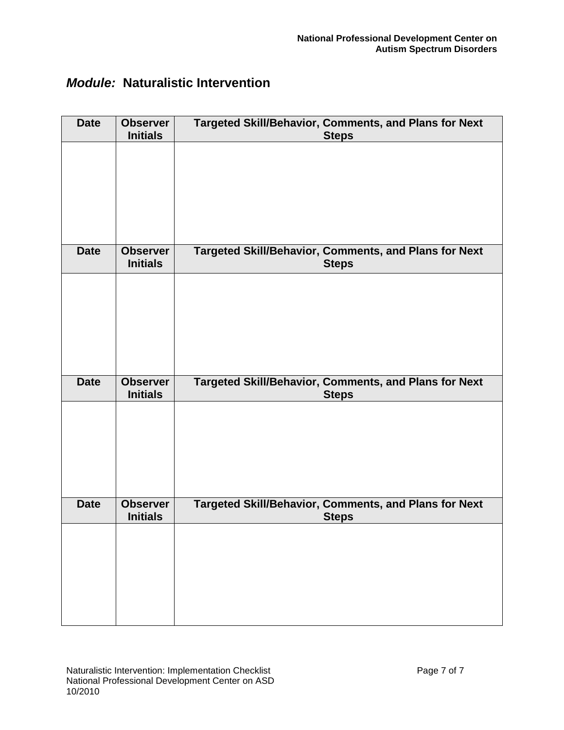## *Module:* Naturalistic Intervention

| Date | Observer Initials | Targeted Skill/Behavior, Comments, and Plans for Next Steps |
|---|---|---|
| | | |

| Date | Observer Initials | Targeted Skill/Behavior, Comments, and Plans for Next Steps |
|---|---|---|
| | | |

| Date | Observer Initials | Targeted Skill/Behavior, Comments, and Plans for Next Steps |
|---|---|---|
| | | |

| Date | Observer Initials | Targeted Skill/Behavior, Comments, and Plans for Next Steps |
|---|---|---|
| | | |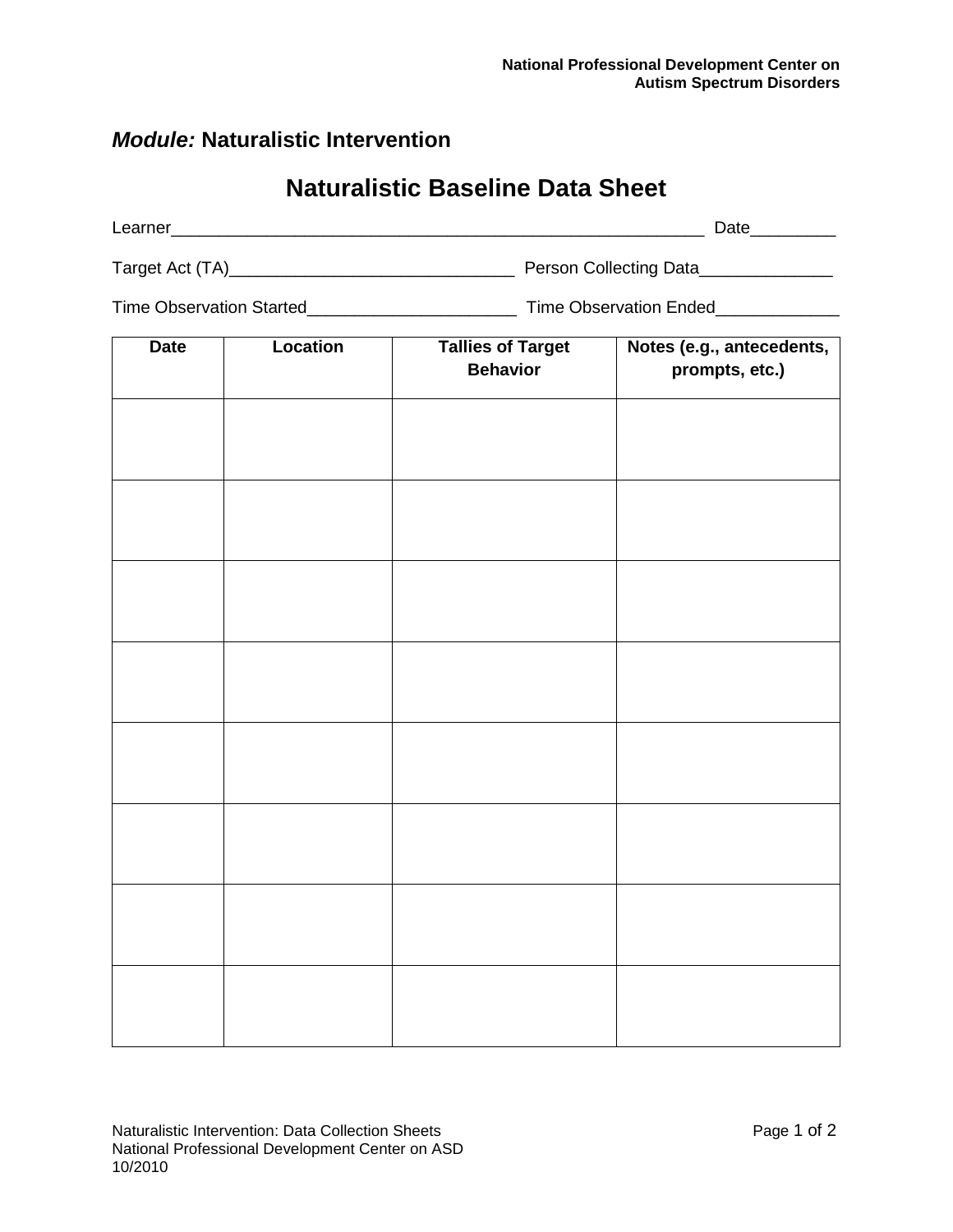## *Module:* Naturalistic Intervention

# Naturalistic Baseline Data Sheet

Learner_________________________________________________________ Date_________

Target Act (TA)______________________________ Person Collecting Data______________

Time Observation Started______________________ Time Observation Ended_____________

| Date | Location | Tallies of Target Behavior | Notes (e.g., antecedents, prompts, etc.) |
|---|---|---|---|
| | | | |
| | | | |
| | | | |
| | | | |
| | | | |
| | | | |
| | | | |
| | | | |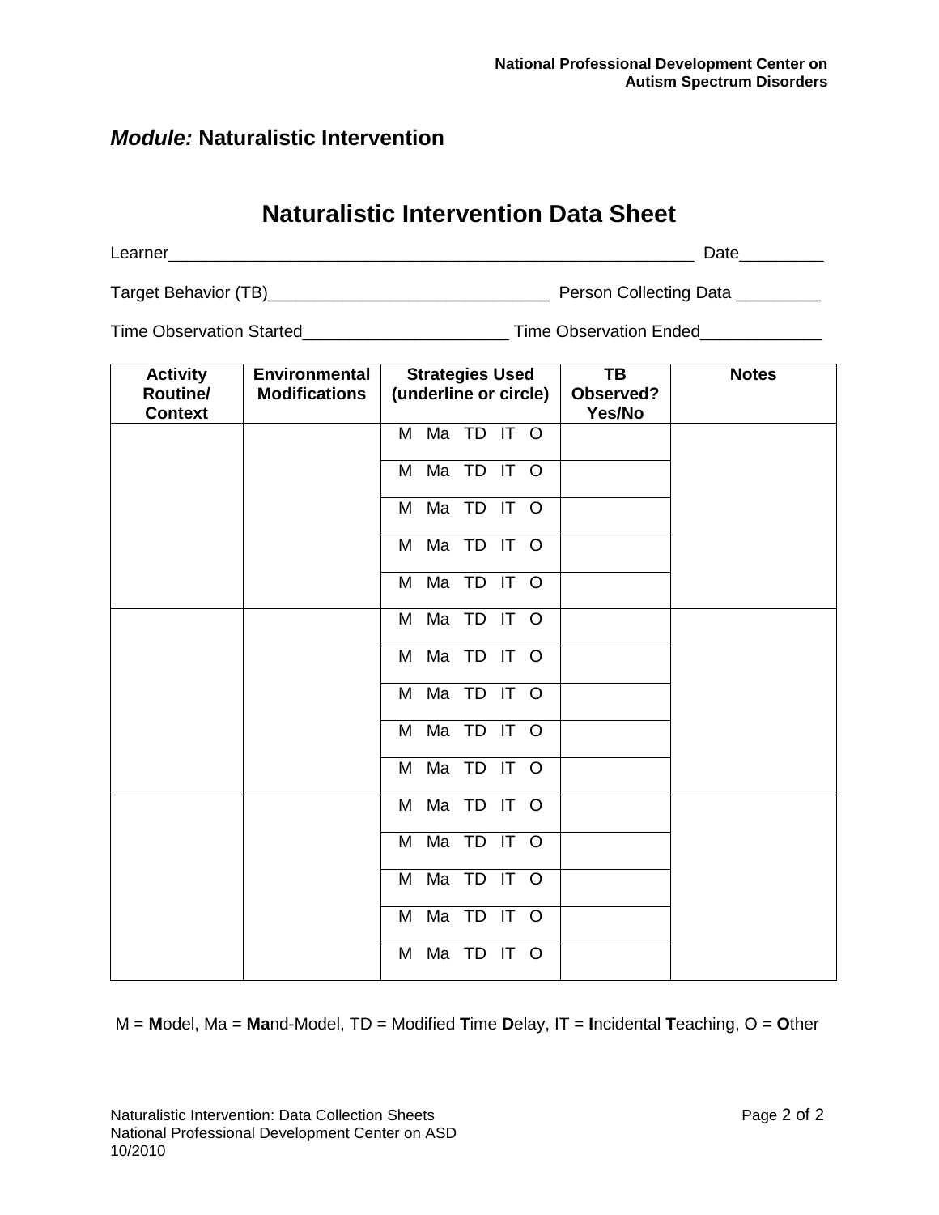*Module:* **Naturalistic Intervention**

# Naturalistic Intervention Data Sheet

Learner_________________________________________________________ Date_________

Target Behavior (TB)______________________________ Person Collecting Data _________

Time Observation Started______________________ Time Observation Ended_____________

| Activity Routine/ Context | Environmental Modifications | Strategies Used (underline or circle) | TB Observed? Yes/No | Notes |
|---|---|---|---|---|
| | | M Ma TD IT O | | |
| | | M Ma TD IT O | | |
| | | M Ma TD IT O | | |
| | | M Ma TD IT O | | |
| | | M Ma TD IT O | | |
| | | M Ma TD IT O | | |
| | | M Ma TD IT O | | |
| | | M Ma TD IT O | | |
| | | M Ma TD IT O | | |
| | | M Ma TD IT O | | |
| | | M Ma TD IT O | | |
| | | M Ma TD IT O | | |
| | | M Ma TD IT O | | |
| | | M Ma TD IT O | | |
| | | M Ma TD IT O | | |

M = **M**odel, Ma = **Ma**nd-Model, TD = Modified **T**ime **D**elay, IT = **I**ncidental **T**eaching, O = **O**ther